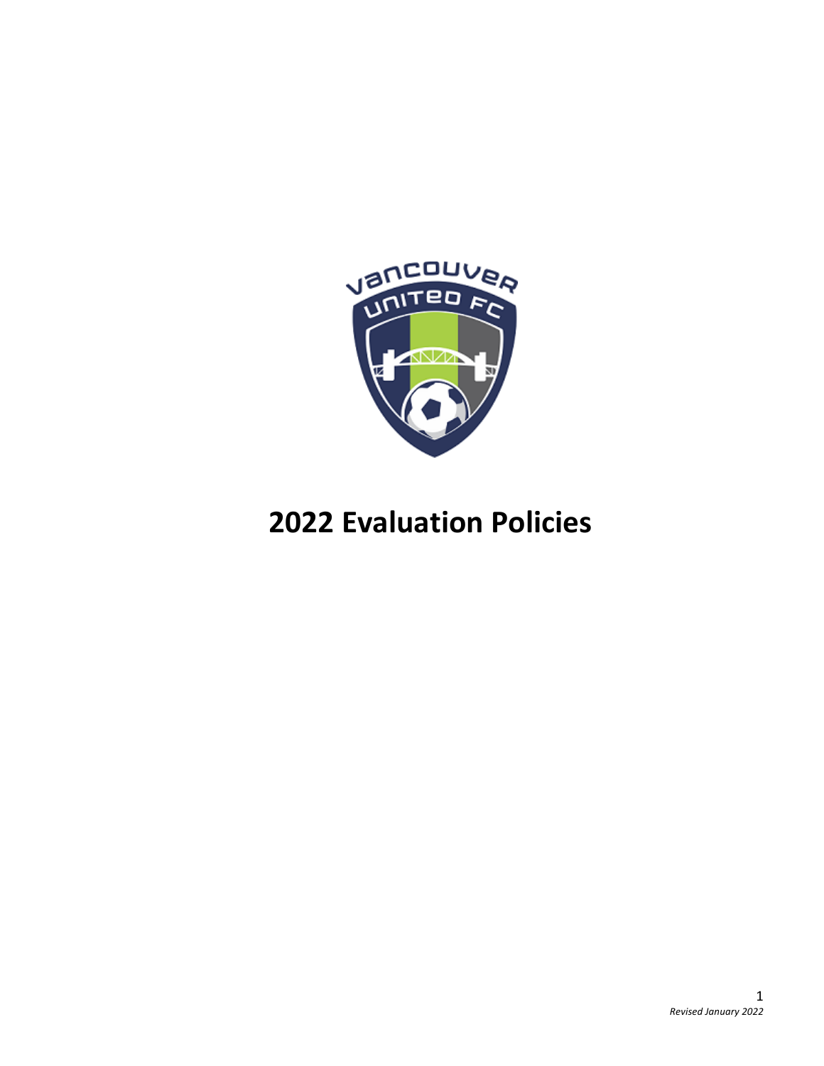# 2022 Evaluation Policies

*Revised January 2022*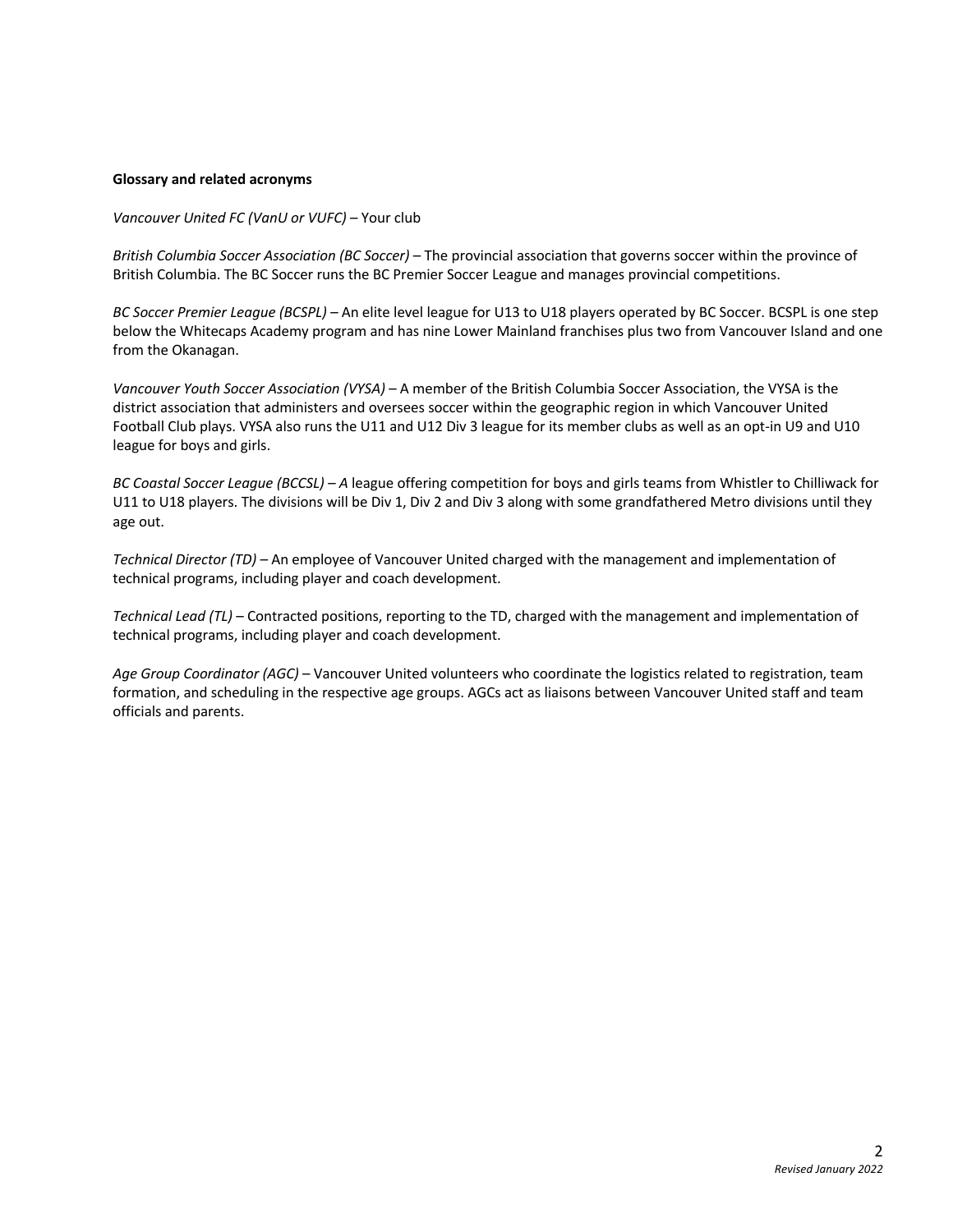**Glossary and related acronyms**

*Vancouver United FC (VanU or VUFC)* – Your club

*British Columbia Soccer Association (BC Soccer)* – The provincial association that governs soccer within the province of British Columbia. The BC Soccer runs the BC Premier Soccer League and manages provincial competitions.

*BC Soccer Premier League (BCSPL)* – An elite level league for U13 to U18 players operated by BC Soccer. BCSPL is one step below the Whitecaps Academy program and has nine Lower Mainland franchises plus two from Vancouver Island and one from the Okanagan.

*Vancouver Youth Soccer Association (VYSA)* – A member of the British Columbia Soccer Association, the VYSA is the district association that administers and oversees soccer within the geographic region in which Vancouver United Football Club plays. VYSA also runs the U11 and U12 Div 3 league for its member clubs as well as an opt-in U9 and U10 league for boys and girls.

*BC Coastal Soccer League (BCCSL) – A* league offering competition for boys and girls teams from Whistler to Chilliwack for U11 to U18 players. The divisions will be Div 1, Div 2 and Div 3 along with some grandfathered Metro divisions until they age out.

*Technical Director (TD)* – An employee of Vancouver United charged with the management and implementation of technical programs, including player and coach development.

*Technical Lead (TL)* – Contracted positions, reporting to the TD, charged with the management and implementation of technical programs, including player and coach development.

*Age Group Coordinator (AGC)* – Vancouver United volunteers who coordinate the logistics related to registration, team formation, and scheduling in the respective age groups. AGCs act as liaisons between Vancouver United staff and team officials and parents.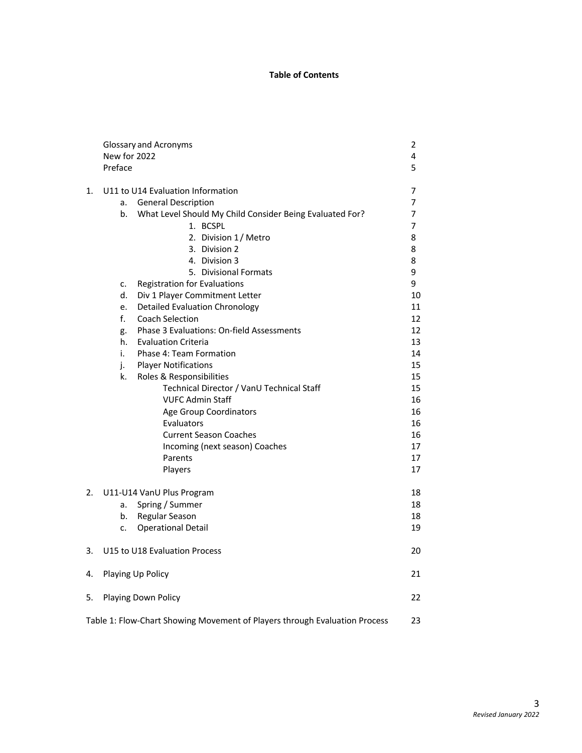**Table of Contents**

| | | |
|---|---|---|
| | Glossary and Acronyms | 2 |
| | New for 2022 | 4 |
| | Preface | 5 |
| 1. | U11 to U14 Evaluation Information | 7 |
| | a. General Description | 7 |
| | b. What Level Should My Child Consider Being Evaluated For? | 7 |
| | 1. BCSPL | 7 |
| | 2. Division 1 / Metro | 8 |
| | 3. Division 2 | 8 |
| | 4. Division 3 | 8 |
| | 5. Divisional Formats | 9 |
| | c. Registration for Evaluations | 9 |
| | d. Div 1 Player Commitment Letter | 10 |
| | e. Detailed Evaluation Chronology | 11 |
| | f. Coach Selection | 12 |
| | g. Phase 3 Evaluations: On-field Assessments | 12 |
| | h. Evaluation Criteria | 13 |
| | i. Phase 4: Team Formation | 14 |
| | j. Player Notifications | 15 |
| | k. Roles & Responsibilities | 15 |
| | Technical Director / VanU Technical Staff | 15 |
| | VUFC Admin Staff | 16 |
| | Age Group Coordinators | 16 |
| | Evaluators | 16 |
| | Current Season Coaches | 16 |
| | Incoming (next season) Coaches | 17 |
| | Parents | 17 |
| | Players | 17 |
| 2. | U11-U14 VanU Plus Program | 18 |
| | a. Spring / Summer | 18 |
| | b. Regular Season | 18 |
| | c. Operational Detail | 19 |
| 3. | U15 to U18 Evaluation Process | 20 |
| 4. | Playing Up Policy | 21 |
| 5. | Playing Down Policy | 22 |
| | Table 1: Flow-Chart Showing Movement of Players through Evaluation Process | 23 |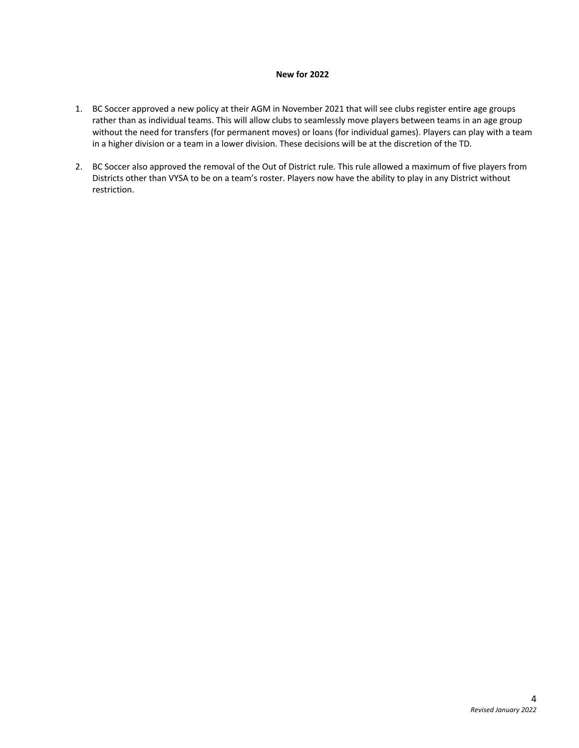**New for 2022**

1. BC Soccer approved a new policy at their AGM in November 2021 that will see clubs register entire age groups rather than as individual teams. This will allow clubs to seamlessly move players between teams in an age group without the need for transfers (for permanent moves) or loans (for individual games). Players can play with a team in a higher division or a team in a lower division. These decisions will be at the discretion of the TD.

2. BC Soccer also approved the removal of the Out of District rule. This rule allowed a maximum of five players from Districts other than VYSA to be on a team's roster. Players now have the ability to play in any District without restriction.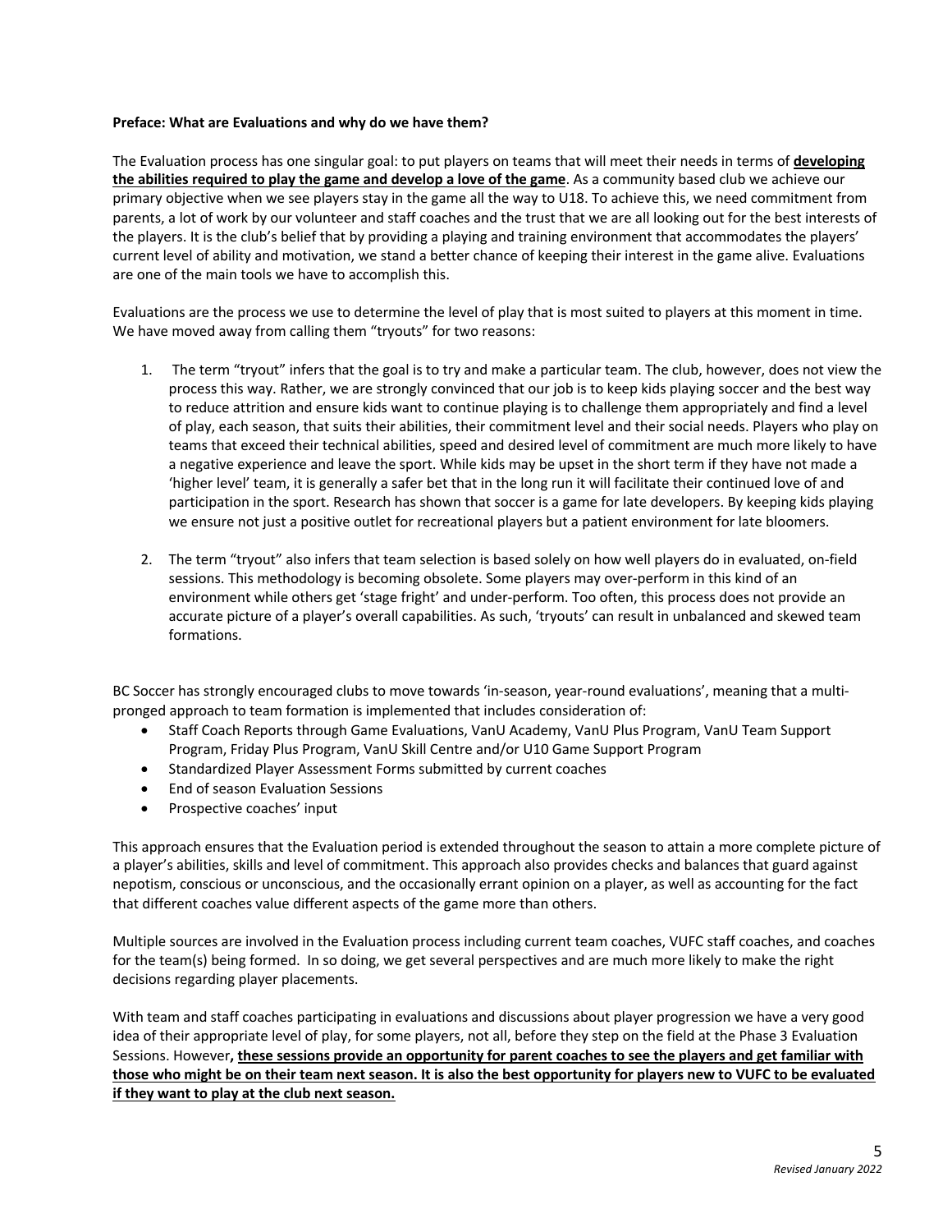**Preface: What are Evaluations and why do we have them?**

The Evaluation process has one singular goal: to put players on teams that will meet their needs in terms of **developing the abilities required to play the game and develop a love of the game**. As a community based club we achieve our primary objective when we see players stay in the game all the way to U18. To achieve this, we need commitment from parents, a lot of work by our volunteer and staff coaches and the trust that we are all looking out for the best interests of the players. It is the club's belief that by providing a playing and training environment that accommodates the players' current level of ability and motivation, we stand a better chance of keeping their interest in the game alive. Evaluations are one of the main tools we have to accomplish this.

Evaluations are the process we use to determine the level of play that is most suited to players at this moment in time. We have moved away from calling them "tryouts" for two reasons:

1. The term "tryout" infers that the goal is to try and make a particular team. The club, however, does not view the process this way. Rather, we are strongly convinced that our job is to keep kids playing soccer and the best way to reduce attrition and ensure kids want to continue playing is to challenge them appropriately and find a level of play, each season, that suits their abilities, their commitment level and their social needs. Players who play on teams that exceed their technical abilities, speed and desired level of commitment are much more likely to have a negative experience and leave the sport. While kids may be upset in the short term if they have not made a 'higher level' team, it is generally a safer bet that in the long run it will facilitate their continued love of and participation in the sport. Research has shown that soccer is a game for late developers. By keeping kids playing we ensure not just a positive outlet for recreational players but a patient environment for late bloomers.

2. The term "tryout" also infers that team selection is based solely on how well players do in evaluated, on-field sessions. This methodology is becoming obsolete. Some players may over-perform in this kind of an environment while others get 'stage fright' and under-perform. Too often, this process does not provide an accurate picture of a player's overall capabilities. As such, 'tryouts' can result in unbalanced and skewed team formations.

BC Soccer has strongly encouraged clubs to move towards 'in-season, year-round evaluations', meaning that a multi-pronged approach to team formation is implemented that includes consideration of:

- Staff Coach Reports through Game Evaluations, VanU Academy, VanU Plus Program, VanU Team Support Program, Friday Plus Program, VanU Skill Centre and/or U10 Game Support Program
- Standardized Player Assessment Forms submitted by current coaches
- End of season Evaluation Sessions
- Prospective coaches' input

This approach ensures that the Evaluation period is extended throughout the season to attain a more complete picture of a player's abilities, skills and level of commitment. This approach also provides checks and balances that guard against nepotism, conscious or unconscious, and the occasionally errant opinion on a player, as well as accounting for the fact that different coaches value different aspects of the game more than others.

Multiple sources are involved in the Evaluation process including current team coaches, VUFC staff coaches, and coaches for the team(s) being formed. In so doing, we get several perspectives and are much more likely to make the right decisions regarding player placements.

With team and staff coaches participating in evaluations and discussions about player progression we have a very good idea of their appropriate level of play, for some players, not all, before they step on the field at the Phase 3 Evaluation Sessions. However, **these sessions provide an opportunity for parent coaches to see the players and get familiar with those who might be on their team next season. It is also the best opportunity for players new to VUFC to be evaluated if they want to play at the club next season.**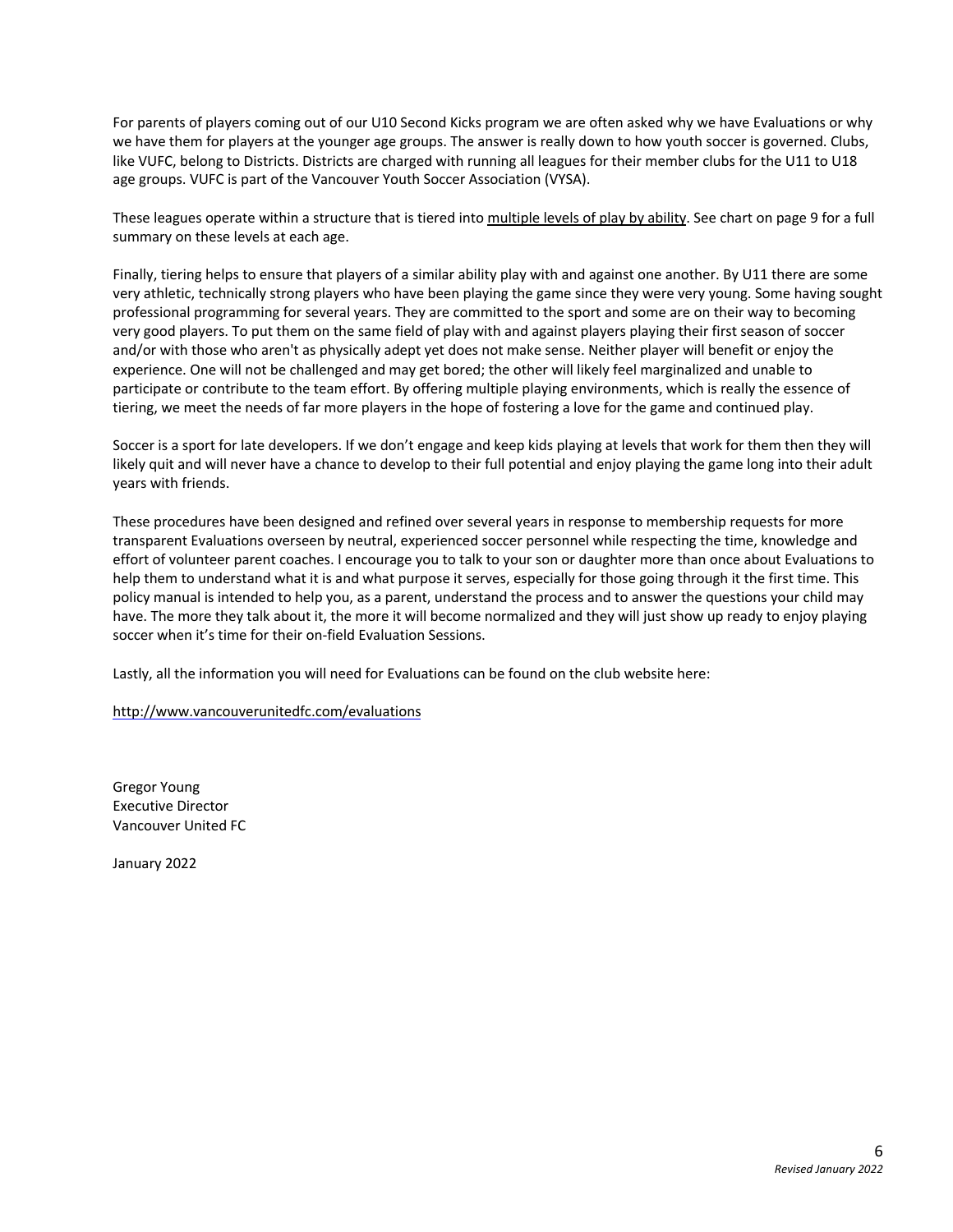For parents of players coming out of our U10 Second Kicks program we are often asked why we have Evaluations or why we have them for players at the younger age groups. The answer is really down to how youth soccer is governed. Clubs, like VUFC, belong to Districts. Districts are charged with running all leagues for their member clubs for the U11 to U18 age groups. VUFC is part of the Vancouver Youth Soccer Association (VYSA).

These leagues operate within a structure that is tiered into multiple levels of play by ability. See chart on page 9 for a full summary on these levels at each age.

Finally, tiering helps to ensure that players of a similar ability play with and against one another. By U11 there are some very athletic, technically strong players who have been playing the game since they were very young. Some having sought professional programming for several years. They are committed to the sport and some are on their way to becoming very good players. To put them on the same field of play with and against players playing their first season of soccer and/or with those who aren't as physically adept yet does not make sense. Neither player will benefit or enjoy the experience. One will not be challenged and may get bored; the other will likely feel marginalized and unable to participate or contribute to the team effort. By offering multiple playing environments, which is really the essence of tiering, we meet the needs of far more players in the hope of fostering a love for the game and continued play.

Soccer is a sport for late developers. If we don't engage and keep kids playing at levels that work for them then they will likely quit and will never have a chance to develop to their full potential and enjoy playing the game long into their adult years with friends.

These procedures have been designed and refined over several years in response to membership requests for more transparent Evaluations overseen by neutral, experienced soccer personnel while respecting the time, knowledge and effort of volunteer parent coaches. I encourage you to talk to your son or daughter more than once about Evaluations to help them to understand what it is and what purpose it serves, especially for those going through it the first time. This policy manual is intended to help you, as a parent, understand the process and to answer the questions your child may have. The more they talk about it, the more it will become normalized and they will just show up ready to enjoy playing soccer when it's time for their on-field Evaluation Sessions.

Lastly, all the information you will need for Evaluations can be found on the club website here:

http://www.vancouverunitedfc.com/evaluations

Gregor Young
Executive Director
Vancouver United FC

January 2022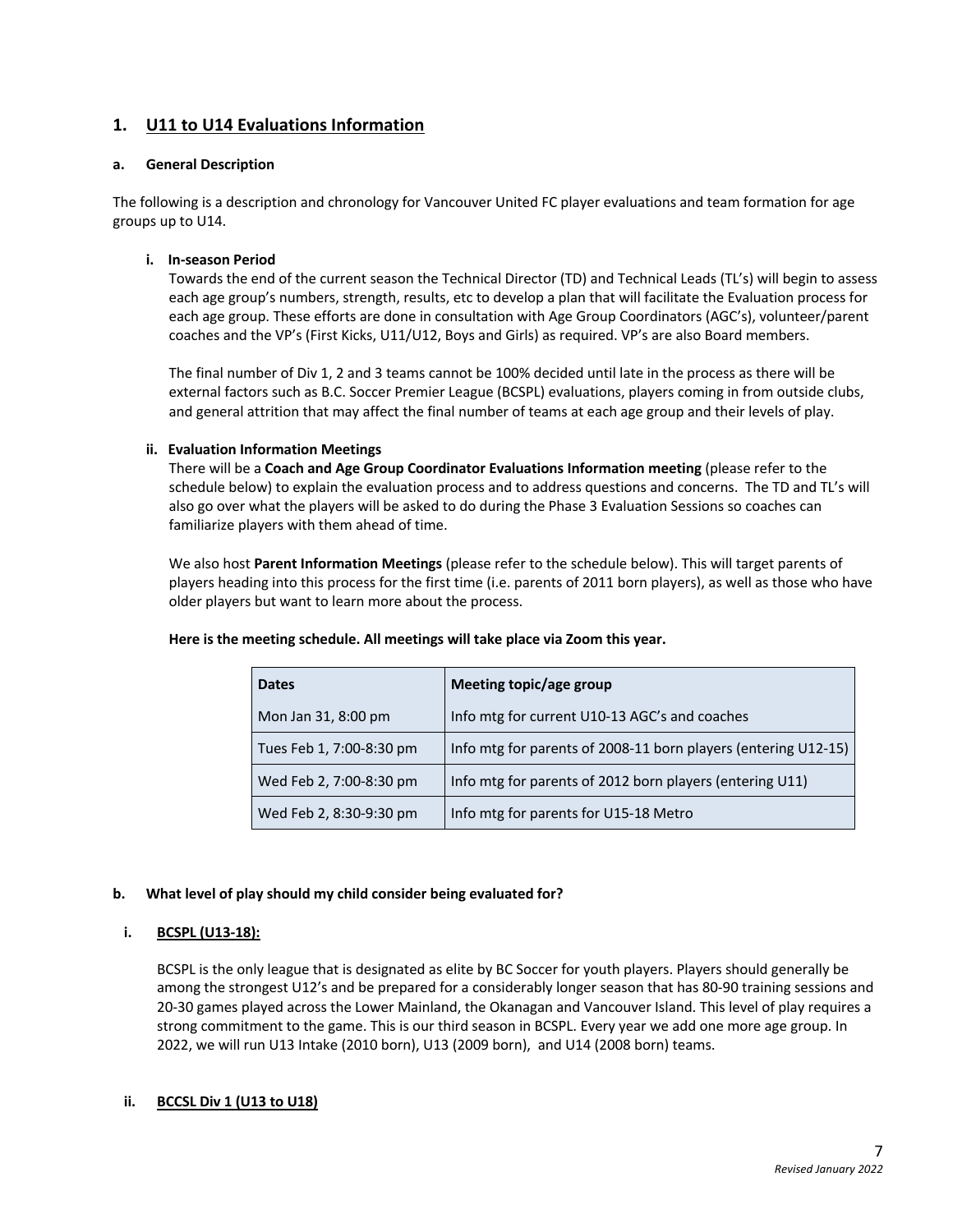## 1. U11 to U14 Evaluations Information

### a. General Description

The following is a description and chronology for Vancouver United FC player evaluations and team formation for age groups up to U14.

#### i. In-season Period

Towards the end of the current season the Technical Director (TD) and Technical Leads (TL's) will begin to assess each age group's numbers, strength, results, etc to develop a plan that will facilitate the Evaluation process for each age group. These efforts are done in consultation with Age Group Coordinators (AGC's), volunteer/parent coaches and the VP's (First Kicks, U11/U12, Boys and Girls) as required. VP's are also Board members.

The final number of Div 1, 2 and 3 teams cannot be 100% decided until late in the process as there will be external factors such as B.C. Soccer Premier League (BCSPL) evaluations, players coming in from outside clubs, and general attrition that may affect the final number of teams at each age group and their levels of play.

#### ii. Evaluation Information Meetings

There will be a **Coach and Age Group Coordinator Evaluations Information meeting** (please refer to the schedule below) to explain the evaluation process and to address questions and concerns. The TD and TL's will also go over what the players will be asked to do during the Phase 3 Evaluation Sessions so coaches can familiarize players with them ahead of time.

We also host **Parent Information Meetings** (please refer to the schedule below). This will target parents of players heading into this process for the first time (i.e. parents of 2011 born players), as well as those who have older players but want to learn more about the process.

**Here is the meeting schedule. All meetings will take place via Zoom this year.**

| Dates | Meeting topic/age group |
|---|---|
| Mon Jan 31, 8:00 pm | Info mtg for current U10-13 AGC's and coaches |
| Tues Feb 1, 7:00-8:30 pm | Info mtg for parents of 2008-11 born players (entering U12-15) |
| Wed Feb 2, 7:00-8:30 pm | Info mtg for parents of 2012 born players (entering U11) |
| Wed Feb 2, 8:30-9:30 pm | Info mtg for parents for U15-18 Metro |

### b. What level of play should my child consider being evaluated for?

#### i. BCSPL (U13-18):

BCSPL is the only league that is designated as elite by BC Soccer for youth players. Players should generally be among the strongest U12's and be prepared for a considerably longer season that has 80-90 training sessions and 20-30 games played across the Lower Mainland, the Okanagan and Vancouver Island. This level of play requires a strong commitment to the game. This is our third season in BCSPL. Every year we add one more age group. In 2022, we will run U13 Intake (2010 born), U13 (2009 born), and U14 (2008 born) teams.

#### ii. BCCSL Div 1 (U13 to U18)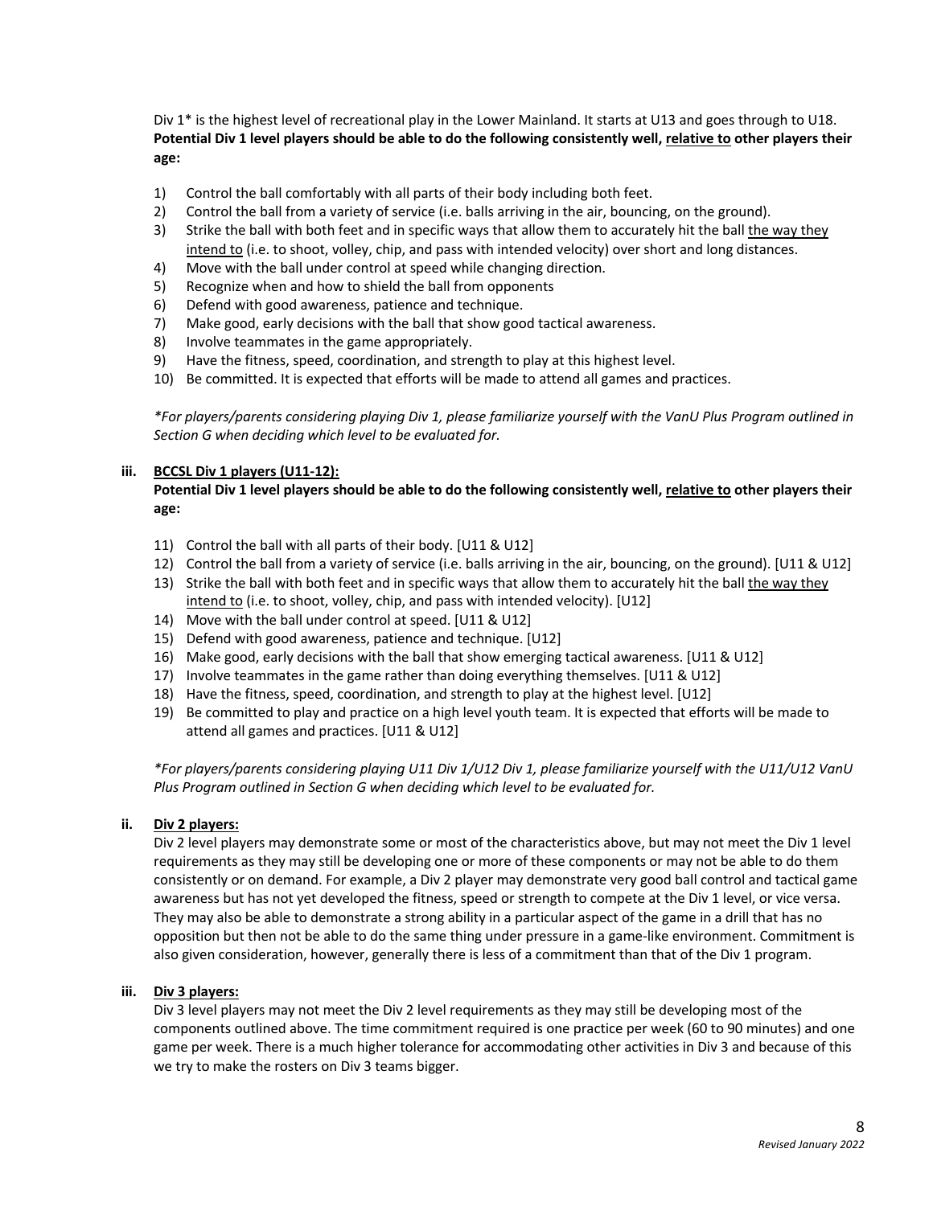Div 1* is the highest level of recreational play in the Lower Mainland. It starts at U13 and goes through to U18. **Potential Div 1 level players should be able to do the following consistently well, <u>relative to</u> other players their age:**

1) Control the ball comfortably with all parts of their body including both feet.
2) Control the ball from a variety of service (i.e. balls arriving in the air, bouncing, on the ground).
3) Strike the ball with both feet and in specific ways that allow them to accurately hit the ball <u>the way they intend to</u> (i.e. to shoot, volley, chip, and pass with intended velocity) over short and long distances.
4) Move with the ball under control at speed while changing direction.
5) Recognize when and how to shield the ball from opponents
6) Defend with good awareness, patience and technique.
7) Make good, early decisions with the ball that show good tactical awareness.
8) Involve teammates in the game appropriately.
9) Have the fitness, speed, coordination, and strength to play at this highest level.
10) Be committed. It is expected that efforts will be made to attend all games and practices.

*\*For players/parents considering playing Div 1, please familiarize yourself with the VanU Plus Program outlined in Section G when deciding which level to be evaluated for.*

**iii. <u>BCCSL Div 1 players (U11-12):</u>**

**Potential Div 1 level players should be able to do the following consistently well, <u>relative to</u> other players their age:**

11) Control the ball with all parts of their body. [U11 & U12]
12) Control the ball from a variety of service (i.e. balls arriving in the air, bouncing, on the ground). [U11 & U12]
13) Strike the ball with both feet and in specific ways that allow them to accurately hit the ball <u>the way they intend to</u> (i.e. to shoot, volley, chip, and pass with intended velocity). [U12]
14) Move with the ball under control at speed. [U11 & U12]
15) Defend with good awareness, patience and technique. [U12]
16) Make good, early decisions with the ball that show emerging tactical awareness. [U11 & U12]
17) Involve teammates in the game rather than doing everything themselves. [U11 & U12]
18) Have the fitness, speed, coordination, and strength to play at the highest level. [U12]
19) Be committed to play and practice on a high level youth team. It is expected that efforts will be made to attend all games and practices. [U11 & U12]

*\*For players/parents considering playing U11 Div 1/U12 Div 1, please familiarize yourself with the U11/U12 VanU Plus Program outlined in Section G when deciding which level to be evaluated for.*

**ii. <u>Div 2 players:</u>**

Div 2 level players may demonstrate some or most of the characteristics above, but may not meet the Div 1 level requirements as they may still be developing one or more of these components or may not be able to do them consistently or on demand. For example, a Div 2 player may demonstrate very good ball control and tactical game awareness but has not yet developed the fitness, speed or strength to compete at the Div 1 level, or vice versa. They may also be able to demonstrate a strong ability in a particular aspect of the game in a drill that has no opposition but then not be able to do the same thing under pressure in a game-like environment. Commitment is also given consideration, however, generally there is less of a commitment than that of the Div 1 program.

**iii. <u>Div 3 players:</u>**

Div 3 level players may not meet the Div 2 level requirements as they may still be developing most of the components outlined above. The time commitment required is one practice per week (60 to 90 minutes) and one game per week. There is a much higher tolerance for accommodating other activities in Div 3 and because of this we try to make the rosters on Div 3 teams bigger.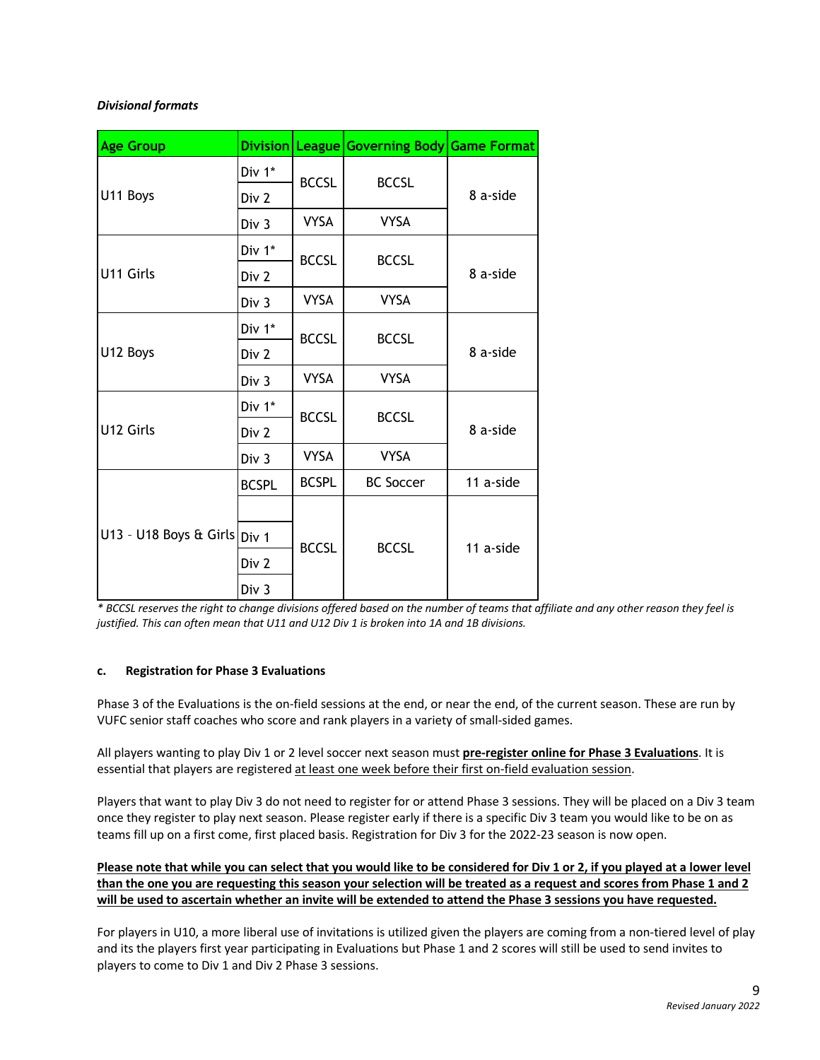***Divisional formats***

| Age Group | Division | League | Governing Body | Game Format |
|---|---|---|---|---|
| U11 Boys | Div 1* | BCCSL | BCCSL | 8 a-side |
| | Div 2 | | | |
| | Div 3 | VYSA | VYSA | |
| U11 Girls | Div 1* | BCCSL | BCCSL | 8 a-side |
| | Div 2 | | | |
| | Div 3 | VYSA | VYSA | |
| U12 Boys | Div 1* | BCCSL | BCCSL | 8 a-side |
| | Div 2 | | | |
| | Div 3 | VYSA | VYSA | |
| U12 Girls | Div 1* | BCCSL | BCCSL | 8 a-side |
| | Div 2 | | | |
| | Div 3 | VYSA | VYSA | |
| U13 - U18 Boys & Girls | BCSPL | BCSPL | BC Soccer | 11 a-side |
| | | BCCSL | BCCSL | 11 a-side |
| | Div 1 | | | |
| | Div 2 | | | |
| | Div 3 | | | |

*\* BCCSL reserves the right to change divisions offered based on the number of teams that affiliate and any other reason they feel is justified. This can often mean that U11 and U12 Div 1 is broken into 1A and 1B divisions.*

**c. Registration for Phase 3 Evaluations**

Phase 3 of the Evaluations is the on-field sessions at the end, or near the end, of the current season. These are run by VUFC senior staff coaches who score and rank players in a variety of small-sided games.

All players wanting to play Div 1 or 2 level soccer next season must **pre-register online for Phase 3 Evaluations**. It is essential that players are registered at least one week before their first on-field evaluation session.

Players that want to play Div 3 do not need to register for or attend Phase 3 sessions. They will be placed on a Div 3 team once they register to play next season. Please register early if there is a specific Div 3 team you would like to be on as teams fill up on a first come, first placed basis. Registration for Div 3 for the 2022-23 season is now open.

**Please note that while you can select that you would like to be considered for Div 1 or 2, if you played at a lower level than the one you are requesting this season your selection will be treated as a request and scores from Phase 1 and 2 will be used to ascertain whether an invite will be extended to attend the Phase 3 sessions you have requested.**

For players in U10, a more liberal use of invitations is utilized given the players are coming from a non-tiered level of play and its the players first year participating in Evaluations but Phase 1 and 2 scores will still be used to send invites to players to come to Div 1 and Div 2 Phase 3 sessions.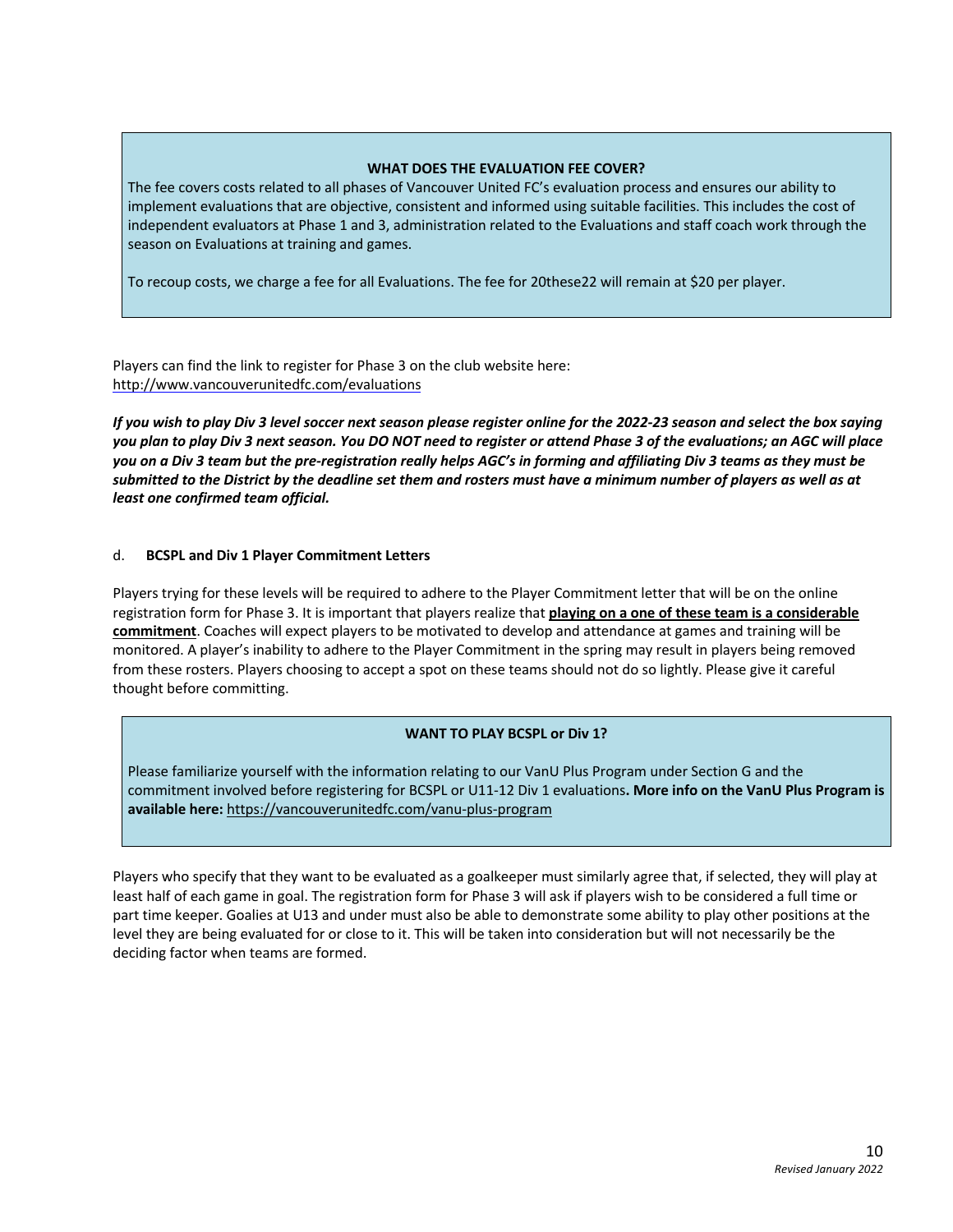**WHAT DOES THE EVALUATION FEE COVER?**

The fee covers costs related to all phases of Vancouver United FC's evaluation process and ensures our ability to implement evaluations that are objective, consistent and informed using suitable facilities. This includes the cost of independent evaluators at Phase 1 and 3, administration related to the Evaluations and staff coach work through the season on Evaluations at training and games.

To recoup costs, we charge a fee for all Evaluations. The fee for 20these22 will remain at $20 per player.

Players can find the link to register for Phase 3 on the club website here: http://www.vancouverunitedfc.com/evaluations

***If you wish to play Div 3 level soccer next season please register online for the 2022-23 season and select the box saying you plan to play Div 3 next season. You DO NOT need to register or attend Phase 3 of the evaluations; an AGC will place you on a Div 3 team but the pre-registration really helps AGC's in forming and affiliating Div 3 teams as they must be submitted to the District by the deadline set them and rosters must have a minimum number of players as well as at least one confirmed team official.***

d. **BCSPL and Div 1 Player Commitment Letters**

Players trying for these levels will be required to adhere to the Player Commitment letter that will be on the online registration form for Phase 3. It is important that players realize that **playing on a one of these team is a considerable commitment**. Coaches will expect players to be motivated to develop and attendance at games and training will be monitored. A player's inability to adhere to the Player Commitment in the spring may result in players being removed from these rosters. Players choosing to accept a spot on these teams should not do so lightly. Please give it careful thought before committing.

**WANT TO PLAY BCSPL or Div 1?**

Please familiarize yourself with the information relating to our VanU Plus Program under Section G and the commitment involved before registering for BCSPL or U11-12 Div 1 evaluations**. More info on the VanU Plus Program is available here:** https://vancouverunitedfc.com/vanu-plus-program

Players who specify that they want to be evaluated as a goalkeeper must similarly agree that, if selected, they will play at least half of each game in goal. The registration form for Phase 3 will ask if players wish to be considered a full time or part time keeper. Goalies at U13 and under must also be able to demonstrate some ability to play other positions at the level they are being evaluated for or close to it. This will be taken into consideration but will not necessarily be the deciding factor when teams are formed.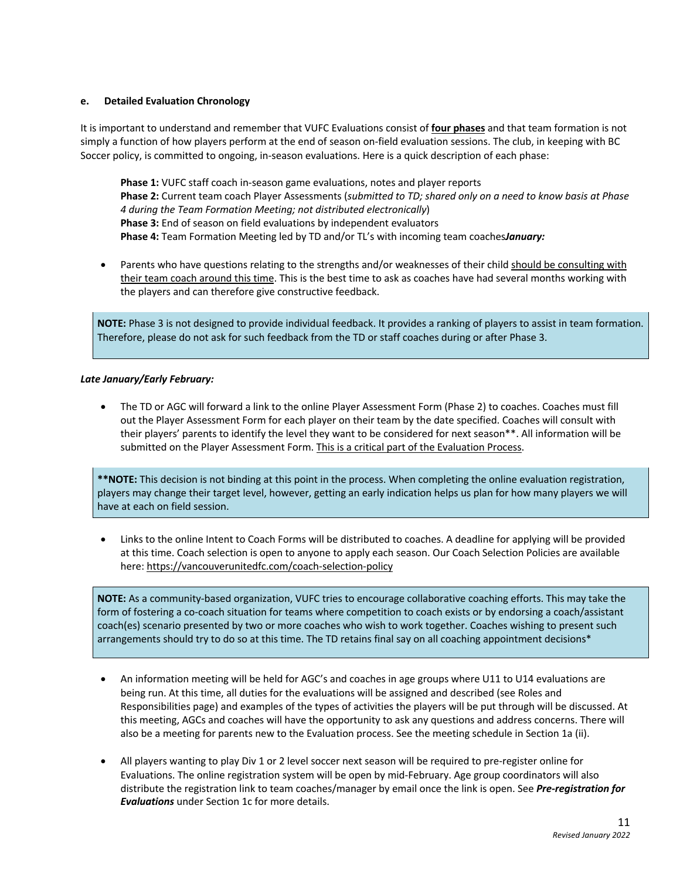#### e. Detailed Evaluation Chronology

It is important to understand and remember that VUFC Evaluations consist of **four phases** and that team formation is not simply a function of how players perform at the end of season on-field evaluation sessions. The club, in keeping with BC Soccer policy, is committed to ongoing, in-season evaluations. Here is a quick description of each phase:

> **Phase 1:** VUFC staff coach in-season game evaluations, notes and player reports
> **Phase 2:** Current team coach Player Assessments (*submitted to TD; shared only on a need to know basis at Phase 4 during the Team Formation Meeting; not distributed electronically*)
> **Phase 3:** End of season on field evaluations by independent evaluators
> **Phase 4:** Team Formation Meeting led by TD and/or TL's with incoming team coaches***January:***

- Parents who have questions relating to the strengths and/or weaknesses of their child should be consulting with their team coach around this time. This is the best time to ask as coaches have had several months working with the players and can therefore give constructive feedback.

> **NOTE:** Phase 3 is not designed to provide individual feedback. It provides a ranking of players to assist in team formation. Therefore, please do not ask for such feedback from the TD or staff coaches during or after Phase 3.

***Late January/Early February:***

- The TD or AGC will forward a link to the online Player Assessment Form (Phase 2) to coaches. Coaches must fill out the Player Assessment Form for each player on their team by the date specified. Coaches will consult with their players' parents to identify the level they want to be considered for next season**. All information will be submitted on the Player Assessment Form. This is a critical part of the Evaluation Process.

> ****NOTE:** This decision is not binding at this point in the process. When completing the online evaluation registration, players may change their target level, however, getting an early indication helps us plan for how many players we will have at each on field session.

- Links to the online Intent to Coach Forms will be distributed to coaches. A deadline for applying will be provided at this time. Coach selection is open to anyone to apply each season. Our Coach Selection Policies are available here: https://vancouverunitedfc.com/coach-selection-policy

> **NOTE:** As a community-based organization, VUFC tries to encourage collaborative coaching efforts. This may take the form of fostering a co-coach situation for teams where competition to coach exists or by endorsing a coach/assistant coach(es) scenario presented by two or more coaches who wish to work together. Coaches wishing to present such arrangements should try to do so at this time. The TD retains final say on all coaching appointment decisions*

- An information meeting will be held for AGC's and coaches in age groups where U11 to U14 evaluations are being run. At this time, all duties for the evaluations will be assigned and described (see Roles and Responsibilities page) and examples of the types of activities the players will be put through will be discussed. At this meeting, AGCs and coaches will have the opportunity to ask any questions and address concerns. There will also be a meeting for parents new to the Evaluation process. See the meeting schedule in Section 1a (ii).

- All players wanting to play Div 1 or 2 level soccer next season will be required to pre-register online for Evaluations. The online registration system will be open by mid-February. Age group coordinators will also distribute the registration link to team coaches/manager by email once the link is open. See ***Pre-registration for Evaluations*** under Section 1c for more details.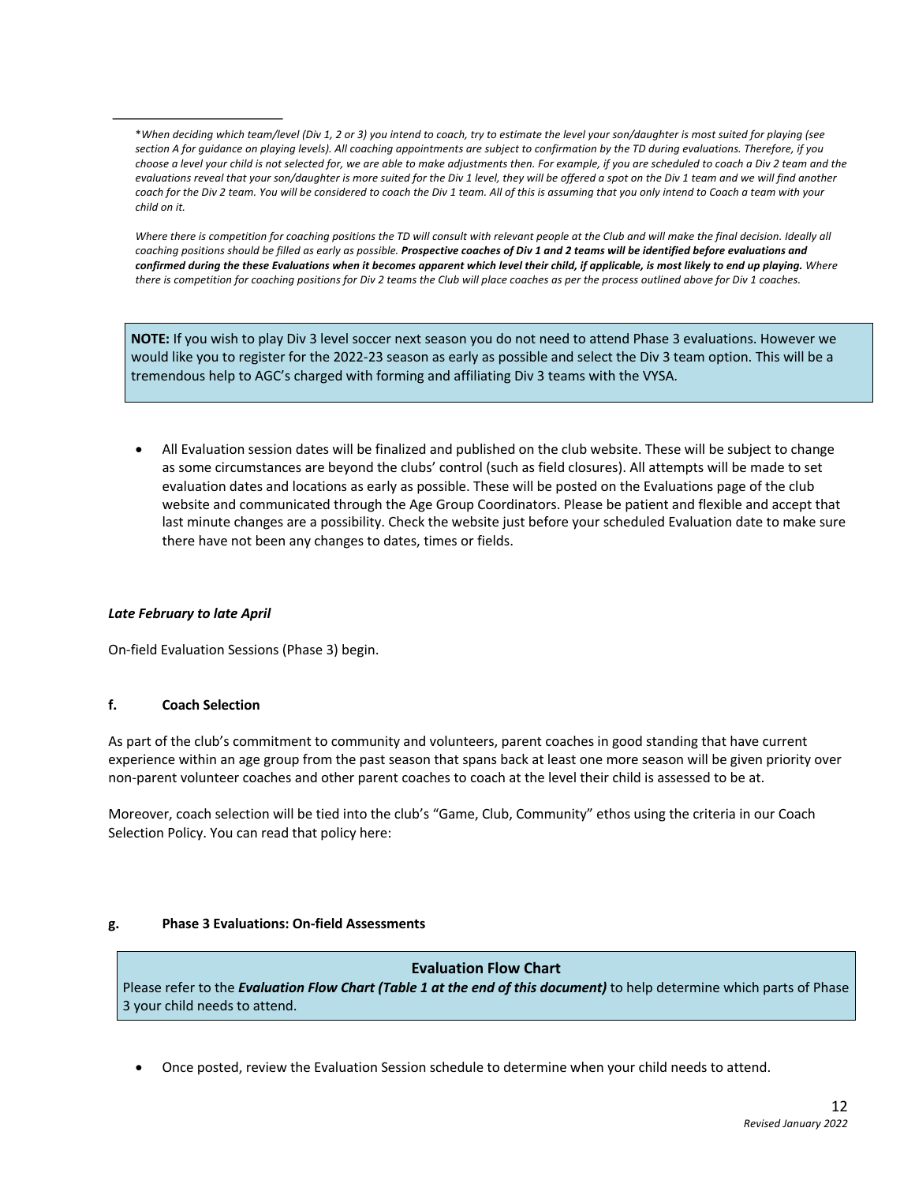---

*When deciding which team/level (Div 1, 2 or 3) you intend to coach, try to estimate the level your son/daughter is most suited for playing (see section A for guidance on playing levels). All coaching appointments are subject to confirmation by the TD during evaluations. Therefore, if you choose a level your child is not selected for, we are able to make adjustments then. For example, if you are scheduled to coach a Div 2 team and the evaluations reveal that your son/daughter is more suited for the Div 1 level, they will be offered a spot on the Div 1 team and we will find another coach for the Div 2 team. You will be considered to coach the Div 1 team. All of this is assuming that you only intend to Coach a team with your child on it.*

*Where there is competition for coaching positions the TD will consult with relevant people at the Club and will make the final decision. Ideally all coaching positions should be filled as early as possible.* ***Prospective coaches of Div 1 and 2 teams will be identified before evaluations and confirmed during the these Evaluations when it becomes apparent which level their child, if applicable, is most likely to end up playing.*** *Where there is competition for coaching positions for Div 2 teams the Club will place coaches as per the process outlined above for Div 1 coaches.*

> **NOTE:** If you wish to play Div 3 level soccer next season you do not need to attend Phase 3 evaluations. However we would like you to register for the 2022-23 season as early as possible and select the Div 3 team option. This will be a tremendous help to AGC's charged with forming and affiliating Div 3 teams with the VYSA.

- All Evaluation session dates will be finalized and published on the club website. These will be subject to change as some circumstances are beyond the clubs' control (such as field closures). All attempts will be made to set evaluation dates and locations as early as possible. These will be posted on the Evaluations page of the club website and communicated through the Age Group Coordinators. Please be patient and flexible and accept that last minute changes are a possibility. Check the website just before your scheduled Evaluation date to make sure there have not been any changes to dates, times or fields.

***Late February to late April***

On-field Evaluation Sessions (Phase 3) begin.

#### f. Coach Selection

As part of the club's commitment to community and volunteers, parent coaches in good standing that have current experience within an age group from the past season that spans back at least one more season will be given priority over non-parent volunteer coaches and other parent coaches to coach at the level their child is assessed to be at.

Moreover, coach selection will be tied into the club's "Game, Club, Community" ethos using the criteria in our Coach Selection Policy. You can read that policy here:

#### g. Phase 3 Evaluations: On-field Assessments

> **Evaluation Flow Chart**
>
> Please refer to the ***Evaluation Flow Chart (Table 1 at the end of this document)*** to help determine which parts of Phase 3 your child needs to attend.

- Once posted, review the Evaluation Session schedule to determine when your child needs to attend.

*Revised January 2022*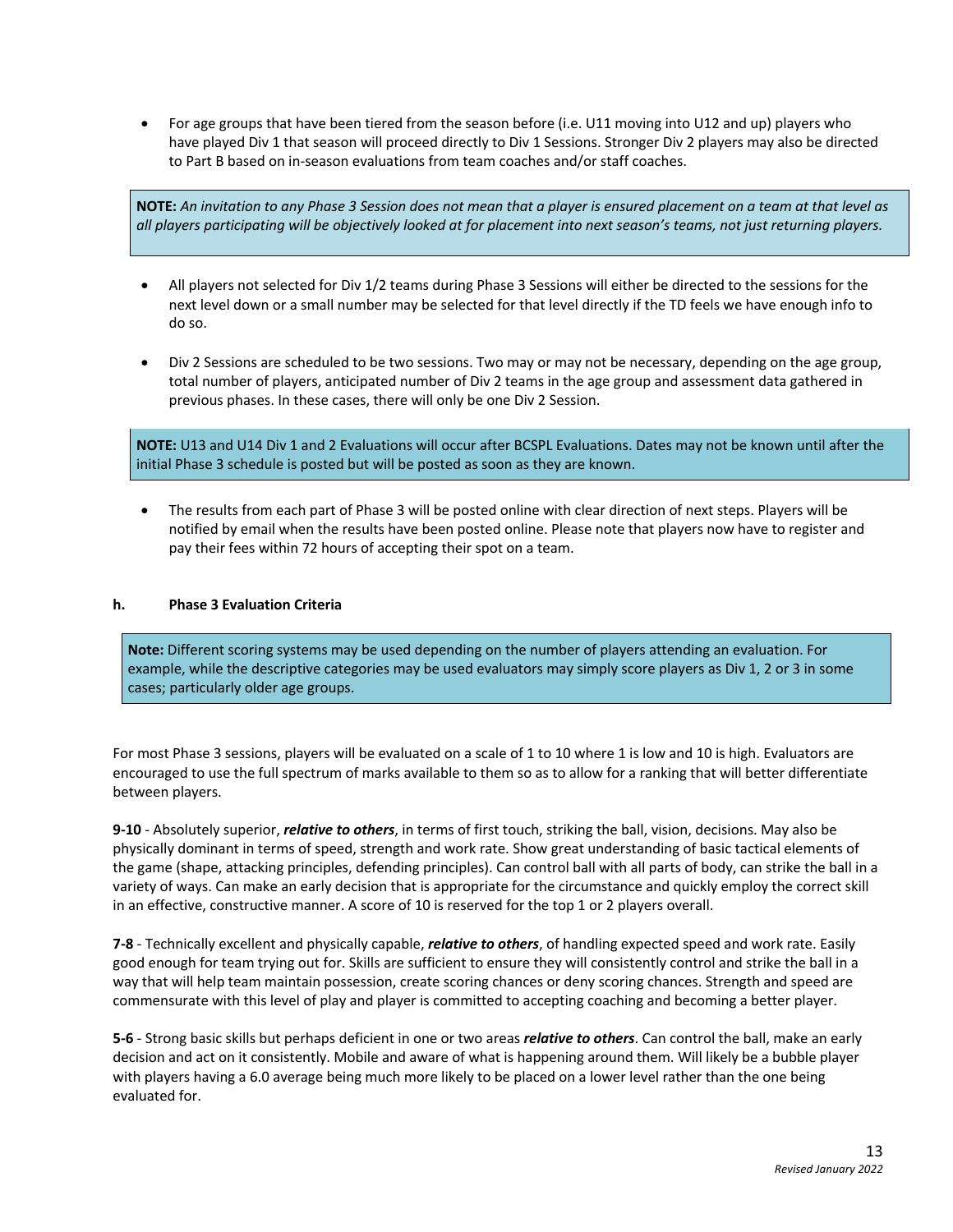- For age groups that have been tiered from the season before (i.e. U11 moving into U12 and up) players who have played Div 1 that season will proceed directly to Div 1 Sessions. Stronger Div 2 players may also be directed to Part B based on in-season evaluations from team coaches and/or staff coaches.

> **NOTE:** *An invitation to any Phase 3 Session does not mean that a player is ensured placement on a team at that level as all players participating will be objectively looked at for placement into next season's teams, not just returning players.*

- All players not selected for Div 1/2 teams during Phase 3 Sessions will either be directed to the sessions for the next level down or a small number may be selected for that level directly if the TD feels we have enough info to do so.

- Div 2 Sessions are scheduled to be two sessions. Two may or may not be necessary, depending on the age group, total number of players, anticipated number of Div 2 teams in the age group and assessment data gathered in previous phases. In these cases, there will only be one Div 2 Session.

> **NOTE:** U13 and U14 Div 1 and 2 Evaluations will occur after BCSPL Evaluations. Dates may not be known until after the initial Phase 3 schedule is posted but will be posted as soon as they are known.

- The results from each part of Phase 3 will be posted online with clear direction of next steps. Players will be notified by email when the results have been posted online. Please note that players now have to register and pay their fees within 72 hours of accepting their spot on a team.

### h. Phase 3 Evaluation Criteria

> **Note:** Different scoring systems may be used depending on the number of players attending an evaluation. For example, while the descriptive categories may be used evaluators may simply score players as Div 1, 2 or 3 in some cases; particularly older age groups.

For most Phase 3 sessions, players will be evaluated on a scale of 1 to 10 where 1 is low and 10 is high. Evaluators are encouraged to use the full spectrum of marks available to them so as to allow for a ranking that will better differentiate between players.

**9-10** - Absolutely superior, ***relative to others***, in terms of first touch, striking the ball, vision, decisions. May also be physically dominant in terms of speed, strength and work rate. Show great understanding of basic tactical elements of the game (shape, attacking principles, defending principles). Can control ball with all parts of body, can strike the ball in a variety of ways. Can make an early decision that is appropriate for the circumstance and quickly employ the correct skill in an effective, constructive manner. A score of 10 is reserved for the top 1 or 2 players overall.

**7-8** - Technically excellent and physically capable, ***relative to others***, of handling expected speed and work rate. Easily good enough for team trying out for. Skills are sufficient to ensure they will consistently control and strike the ball in a way that will help team maintain possession, create scoring chances or deny scoring chances. Strength and speed are commensurate with this level of play and player is committed to accepting coaching and becoming a better player.

**5-6** - Strong basic skills but perhaps deficient in one or two areas ***relative to others***. Can control the ball, make an early decision and act on it consistently. Mobile and aware of what is happening around them. Will likely be a bubble player with players having a 6.0 average being much more likely to be placed on a lower level rather than the one being evaluated for.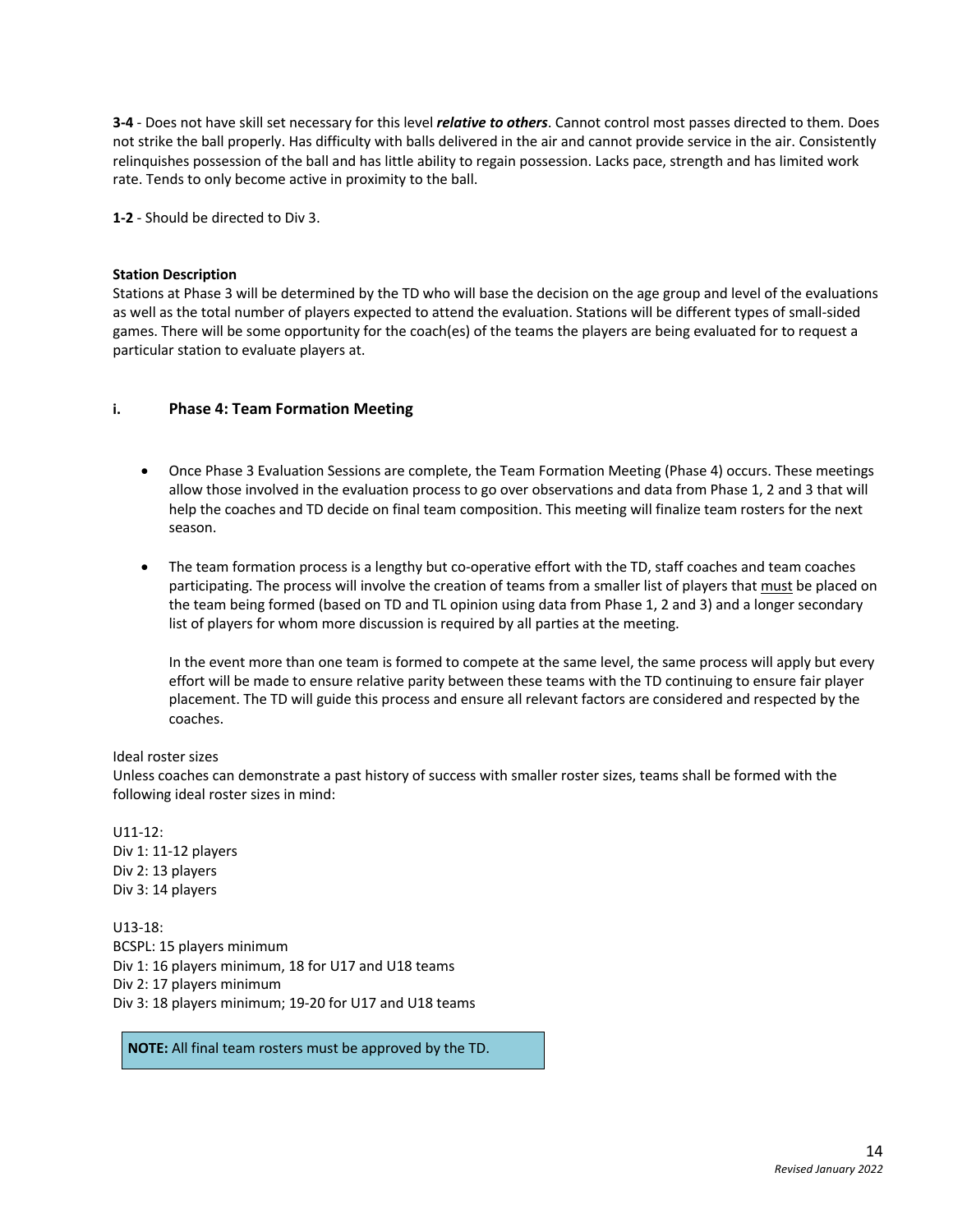**3-4** - Does not have skill set necessary for this level ***relative to others***. Cannot control most passes directed to them. Does not strike the ball properly. Has difficulty with balls delivered in the air and cannot provide service in the air. Consistently relinquishes possession of the ball and has little ability to regain possession. Lacks pace, strength and has limited work rate. Tends to only become active in proximity to the ball.

**1-2** - Should be directed to Div 3.

**Station Description**

Stations at Phase 3 will be determined by the TD who will base the decision on the age group and level of the evaluations as well as the total number of players expected to attend the evaluation. Stations will be different types of small-sided games. There will be some opportunity for the coach(es) of the teams the players are being evaluated for to request a particular station to evaluate players at.

### i. Phase 4: Team Formation Meeting

- Once Phase 3 Evaluation Sessions are complete, the Team Formation Meeting (Phase 4) occurs. These meetings allow those involved in the evaluation process to go over observations and data from Phase 1, 2 and 3 that will help the coaches and TD decide on final team composition. This meeting will finalize team rosters for the next season.

- The team formation process is a lengthy but co-operative effort with the TD, staff coaches and team coaches participating. The process will involve the creation of teams from a smaller list of players that must be placed on the team being formed (based on TD and TL opinion using data from Phase 1, 2 and 3) and a longer secondary list of players for whom more discussion is required by all parties at the meeting.

  In the event more than one team is formed to compete at the same level, the same process will apply but every effort will be made to ensure relative parity between these teams with the TD continuing to ensure fair player placement. The TD will guide this process and ensure all relevant factors are considered and respected by the coaches.

Ideal roster sizes

Unless coaches can demonstrate a past history of success with smaller roster sizes, teams shall be formed with the following ideal roster sizes in mind:

U11-12:
Div 1: 11-12 players
Div 2: 13 players
Div 3: 14 players

U13-18:
BCSPL: 15 players minimum
Div 1: 16 players minimum, 18 for U17 and U18 teams
Div 2: 17 players minimum
Div 3: 18 players minimum; 19-20 for U17 and U18 teams

**NOTE:** All final team rosters must be approved by the TD.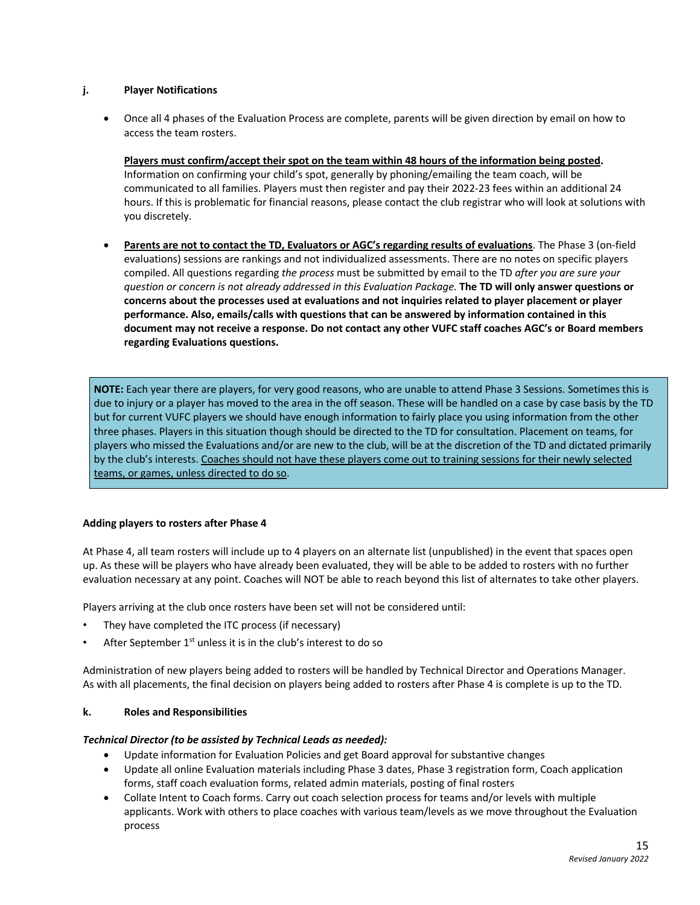### j. Player Notifications

- Once all 4 phases of the Evaluation Process are complete, parents will be given direction by email on how to access the team rosters.

  <u>**Players must confirm/accept their spot on the team within 48 hours of the information being posted**</u>**.** Information on confirming your child's spot, generally by phoning/emailing the team coach, will be communicated to all families. Players must then register and pay their 2022-23 fees within an additional 24 hours. If this is problematic for financial reasons, please contact the club registrar who will look at solutions with you discretely.

- <u>**Parents are not to contact the TD, Evaluators or AGC's regarding results of evaluations**</u>. The Phase 3 (on-field evaluations) sessions are rankings and not individualized assessments. There are no notes on specific players compiled. All questions regarding *the process* must be submitted by email to the TD *after you are sure your question or concern is not already addressed in this Evaluation Package.* **The TD will only answer questions or concerns about the processes used at evaluations and not inquiries related to player placement or player performance. Also, emails/calls with questions that can be answered by information contained in this document may not receive a response. Do not contact any other VUFC staff coaches AGC's or Board members regarding Evaluations questions.**

> **NOTE:** Each year there are players, for very good reasons, who are unable to attend Phase 3 Sessions. Sometimes this is due to injury or a player has moved to the area in the off season. These will be handled on a case by case basis by the TD but for current VUFC players we should have enough information to fairly place you using information from the other three phases. Players in this situation though should be directed to the TD for consultation. Placement on teams, for players who missed the Evaluations and/or are new to the club, will be at the discretion of the TD and dictated primarily by the club's interests. <u>Coaches should not have these players come out to training sessions for their newly selected teams, or games, unless directed to do so</u>.

**Adding players to rosters after Phase 4**

At Phase 4, all team rosters will include up to 4 players on an alternate list (unpublished) in the event that spaces open up. As these will be players who have already been evaluated, they will be able to be added to rosters with no further evaluation necessary at any point. Coaches will NOT be able to reach beyond this list of alternates to take other players.

Players arriving at the club once rosters have been set will not be considered until:

- They have completed the ITC process (if necessary)
- After September 1st unless it is in the club's interest to do so

Administration of new players being added to rosters will be handled by Technical Director and Operations Manager. As with all placements, the final decision on players being added to rosters after Phase 4 is complete is up to the TD.

### k. Roles and Responsibilities

***Technical Director (to be assisted by Technical Leads as needed):***

- Update information for Evaluation Policies and get Board approval for substantive changes
- Update all online Evaluation materials including Phase 3 dates, Phase 3 registration form, Coach application forms, staff coach evaluation forms, related admin materials, posting of final rosters
- Collate Intent to Coach forms. Carry out coach selection process for teams and/or levels with multiple applicants. Work with others to place coaches with various team/levels as we move throughout the Evaluation process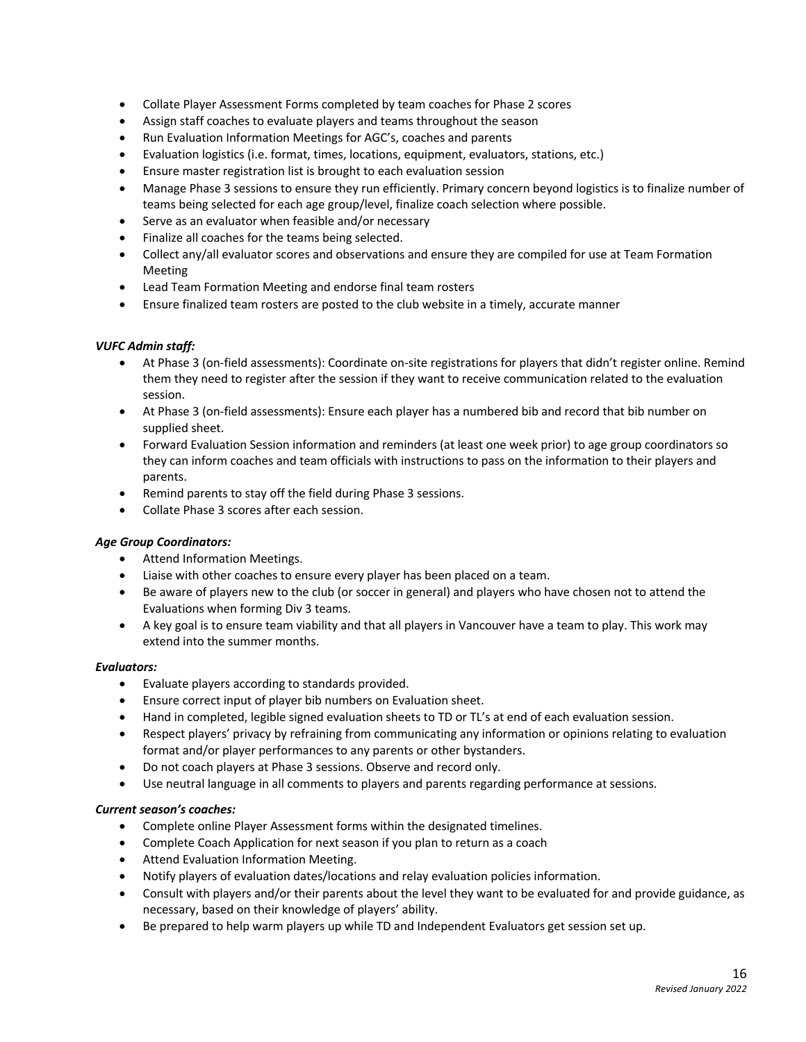- Collate Player Assessment Forms completed by team coaches for Phase 2 scores
- Assign staff coaches to evaluate players and teams throughout the season
- Run Evaluation Information Meetings for AGC's, coaches and parents
- Evaluation logistics (i.e. format, times, locations, equipment, evaluators, stations, etc.)
- Ensure master registration list is brought to each evaluation session
- Manage Phase 3 sessions to ensure they run efficiently. Primary concern beyond logistics is to finalize number of teams being selected for each age group/level, finalize coach selection where possible.
- Serve as an evaluator when feasible and/or necessary
- Finalize all coaches for the teams being selected.
- Collect any/all evaluator scores and observations and ensure they are compiled for use at Team Formation Meeting
- Lead Team Formation Meeting and endorse final team rosters
- Ensure finalized team rosters are posted to the club website in a timely, accurate manner

***VUFC Admin staff:***

- At Phase 3 (on-field assessments): Coordinate on-site registrations for players that didn't register online. Remind them they need to register after the session if they want to receive communication related to the evaluation session.
- At Phase 3 (on-field assessments): Ensure each player has a numbered bib and record that bib number on supplied sheet.
- Forward Evaluation Session information and reminders (at least one week prior) to age group coordinators so they can inform coaches and team officials with instructions to pass on the information to their players and parents.
- Remind parents to stay off the field during Phase 3 sessions.
- Collate Phase 3 scores after each session.

***Age Group Coordinators:***

- Attend Information Meetings.
- Liaise with other coaches to ensure every player has been placed on a team.
- Be aware of players new to the club (or soccer in general) and players who have chosen not to attend the Evaluations when forming Div 3 teams.
- A key goal is to ensure team viability and that all players in Vancouver have a team to play. This work may extend into the summer months.

***Evaluators:***

- Evaluate players according to standards provided.
- Ensure correct input of player bib numbers on Evaluation sheet.
- Hand in completed, legible signed evaluation sheets to TD or TL's at end of each evaluation session.
- Respect players' privacy by refraining from communicating any information or opinions relating to evaluation format and/or player performances to any parents or other bystanders.
- Do not coach players at Phase 3 sessions. Observe and record only.
- Use neutral language in all comments to players and parents regarding performance at sessions.

***Current season's coaches:***

- Complete online Player Assessment forms within the designated timelines.
- Complete Coach Application for next season if you plan to return as a coach
- Attend Evaluation Information Meeting.
- Notify players of evaluation dates/locations and relay evaluation policies information.
- Consult with players and/or their parents about the level they want to be evaluated for and provide guidance, as necessary, based on their knowledge of players' ability.
- Be prepared to help warm players up while TD and Independent Evaluators get session set up.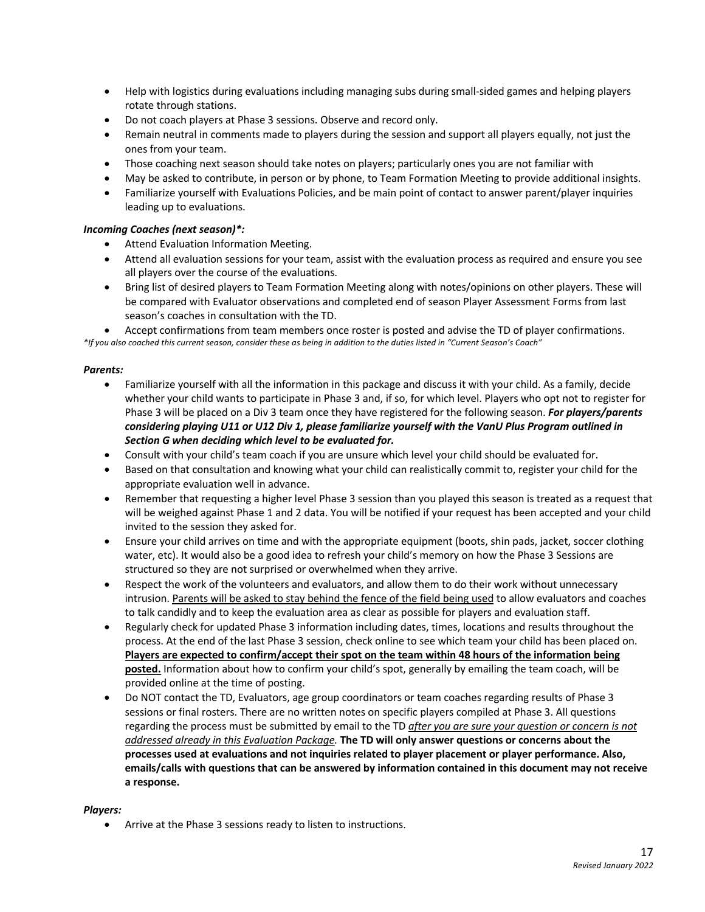- Help with logistics during evaluations including managing subs during small-sided games and helping players rotate through stations.
- Do not coach players at Phase 3 sessions. Observe and record only.
- Remain neutral in comments made to players during the session and support all players equally, not just the ones from your team.
- Those coaching next season should take notes on players; particularly ones you are not familiar with
- May be asked to contribute, in person or by phone, to Team Formation Meeting to provide additional insights.
- Familiarize yourself with Evaluations Policies, and be main point of contact to answer parent/player inquiries leading up to evaluations.

***Incoming Coaches (next season)*:***

- Attend Evaluation Information Meeting.
- Attend all evaluation sessions for your team, assist with the evaluation process as required and ensure you see all players over the course of the evaluations.
- Bring list of desired players to Team Formation Meeting along with notes/opinions on other players. These will be compared with Evaluator observations and completed end of season Player Assessment Forms from last season's coaches in consultation with the TD.
- Accept confirmations from team members once roster is posted and advise the TD of player confirmations.

*\*If you also coached this current season, consider these as being in addition to the duties listed in "Current Season's Coach"*

***Parents:***

- Familiarize yourself with all the information in this package and discuss it with your child. As a family, decide whether your child wants to participate in Phase 3 and, if so, for which level. Players who opt not to register for Phase 3 will be placed on a Div 3 team once they have registered for the following season. ***For players/parents considering playing U11 or U12 Div 1, please familiarize yourself with the VanU Plus Program outlined in Section G when deciding which level to be evaluated for.***
- Consult with your child's team coach if you are unsure which level your child should be evaluated for.
- Based on that consultation and knowing what your child can realistically commit to, register your child for the appropriate evaluation well in advance.
- Remember that requesting a higher level Phase 3 session than you played this season is treated as a request that will be weighed against Phase 1 and 2 data. You will be notified if your request has been accepted and your child invited to the session they asked for.
- Ensure your child arrives on time and with the appropriate equipment (boots, shin pads, jacket, soccer clothing water, etc). It would also be a good idea to refresh your child's memory on how the Phase 3 Sessions are structured so they are not surprised or overwhelmed when they arrive.
- Respect the work of the volunteers and evaluators, and allow them to do their work without unnecessary intrusion. <u>Parents will be asked to stay behind the fence of the field being used</u> to allow evaluators and coaches to talk candidly and to keep the evaluation area as clear as possible for players and evaluation staff.
- Regularly check for updated Phase 3 information including dates, times, locations and results throughout the process. At the end of the last Phase 3 session, check online to see which team your child has been placed on. **<u>Players are expected to confirm/accept their spot on the team within 48 hours of the information being posted.</u>** Information about how to confirm your child's spot, generally by emailing the team coach, will be provided online at the time of posting.
- Do NOT contact the TD, Evaluators, age group coordinators or team coaches regarding results of Phase 3 sessions or final rosters. There are no written notes on specific players compiled at Phase 3. All questions regarding the process must be submitted by email to the TD *<u>after you are sure your question or concern is not addressed already in this Evaluation Package.</u>* **The TD will only answer questions or concerns about the processes used at evaluations and not inquiries related to player placement or player performance. Also, emails/calls with questions that can be answered by information contained in this document may not receive a response.**

***Players:***

- Arrive at the Phase 3 sessions ready to listen to instructions.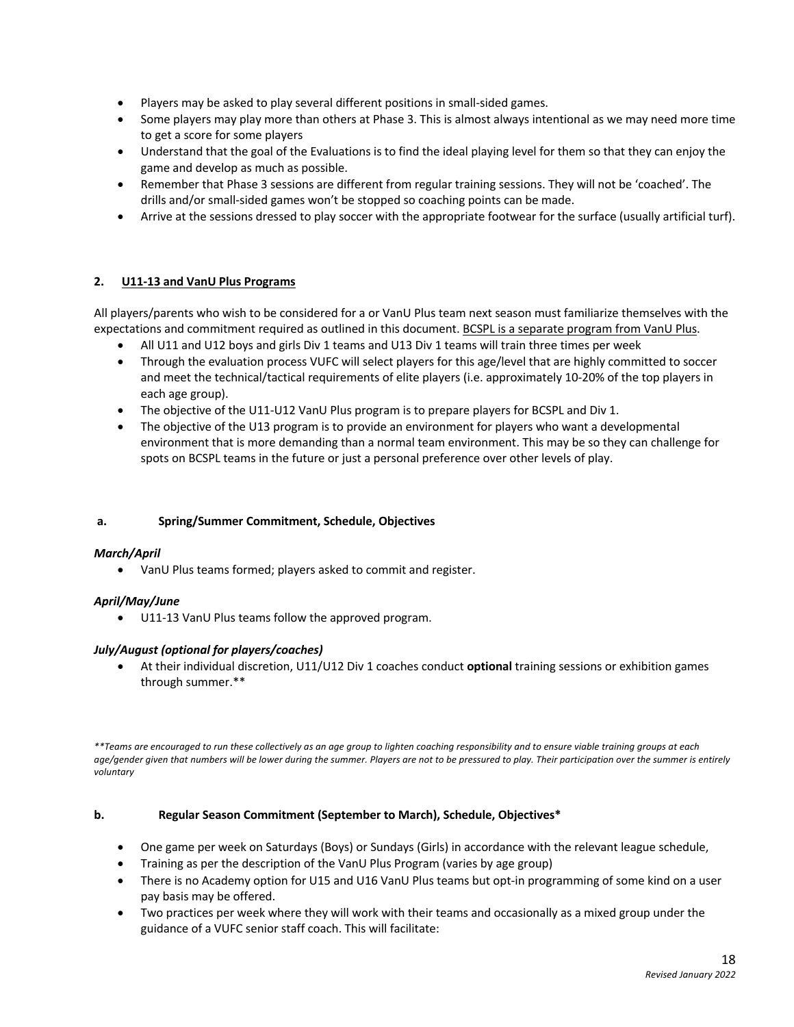- Players may be asked to play several different positions in small-sided games.
- Some players may play more than others at Phase 3. This is almost always intentional as we may need more time to get a score for some players
- Understand that the goal of the Evaluations is to find the ideal playing level for them so that they can enjoy the game and develop as much as possible.
- Remember that Phase 3 sessions are different from regular training sessions. They will not be 'coached'. The drills and/or small-sided games won't be stopped so coaching points can be made.
- Arrive at the sessions dressed to play soccer with the appropriate footwear for the surface (usually artificial turf).

## 2. U11-13 and VanU Plus Programs

All players/parents who wish to be considered for a or VanU Plus team next season must familiarize themselves with the expectations and commitment required as outlined in this document. BCSPL is a separate program from VanU Plus.

- All U11 and U12 boys and girls Div 1 teams and U13 Div 1 teams will train three times per week
- Through the evaluation process VUFC will select players for this age/level that are highly committed to soccer and meet the technical/tactical requirements of elite players (i.e. approximately 10-20% of the top players in each age group).
- The objective of the U11-U12 VanU Plus program is to prepare players for BCSPL and Div 1.
- The objective of the U13 program is to provide an environment for players who want a developmental environment that is more demanding than a normal team environment. This may be so they can challenge for spots on BCSPL teams in the future or just a personal preference over other levels of play.

### a. Spring/Summer Commitment, Schedule, Objectives

***March/April***

- VanU Plus teams formed; players asked to commit and register.

***April/May/June***

- U11-13 VanU Plus teams follow the approved program.

***July/August (optional for players/coaches)***

- At their individual discretion, U11/U12 Div 1 coaches conduct **optional** training sessions or exhibition games through summer.**

*\*\*Teams are encouraged to run these collectively as an age group to lighten coaching responsibility and to ensure viable training groups at each age/gender given that numbers will be lower during the summer. Players are not to be pressured to play. Their participation over the summer is entirely voluntary*

### b. Regular Season Commitment (September to March), Schedule, Objectives*

- One game per week on Saturdays (Boys) or Sundays (Girls) in accordance with the relevant league schedule,
- Training as per the description of the VanU Plus Program (varies by age group)
- There is no Academy option for U15 and U16 VanU Plus teams but opt-in programming of some kind on a user pay basis may be offered.
- Two practices per week where they will work with their teams and occasionally as a mixed group under the guidance of a VUFC senior staff coach. This will facilitate: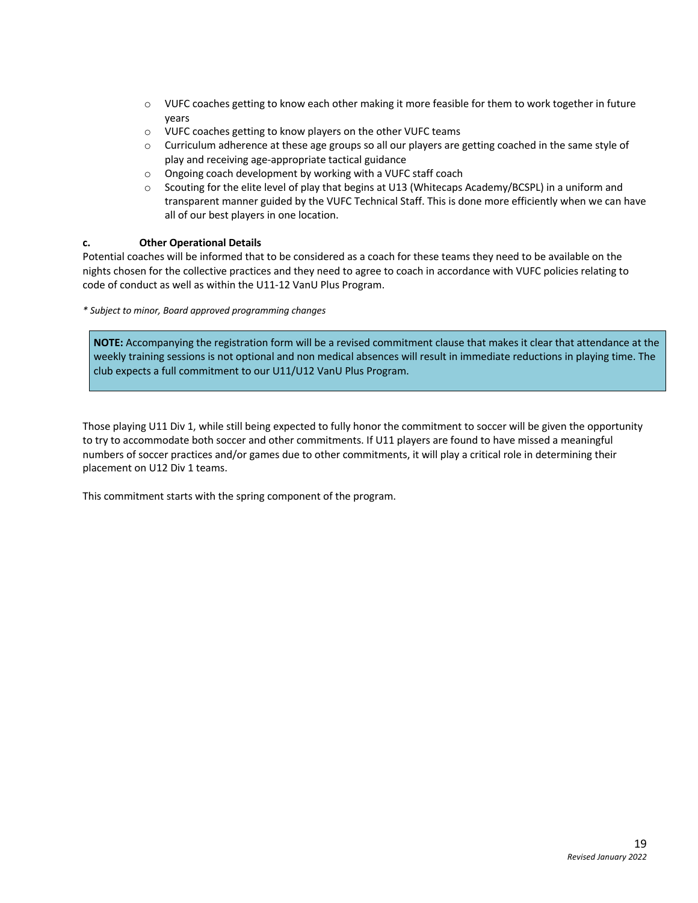- VUFC coaches getting to know each other making it more feasible for them to work together in future years
- VUFC coaches getting to know players on the other VUFC teams
- Curriculum adherence at these age groups so all our players are getting coached in the same style of play and receiving age-appropriate tactical guidance
- Ongoing coach development by working with a VUFC staff coach
- Scouting for the elite level of play that begins at U13 (Whitecaps Academy/BCSPL) in a uniform and transparent manner guided by the VUFC Technical Staff. This is done more efficiently when we can have all of our best players in one location.

**c. Other Operational Details**

Potential coaches will be informed that to be considered as a coach for these teams they need to be available on the nights chosen for the collective practices and they need to agree to coach in accordance with VUFC policies relating to code of conduct as well as within the U11-12 VanU Plus Program.

*\* Subject to minor, Board approved programming changes*

> **NOTE:** Accompanying the registration form will be a revised commitment clause that makes it clear that attendance at the weekly training sessions is not optional and non medical absences will result in immediate reductions in playing time. The club expects a full commitment to our U11/U12 VanU Plus Program.

Those playing U11 Div 1, while still being expected to fully honor the commitment to soccer will be given the opportunity to try to accommodate both soccer and other commitments. If U11 players are found to have missed a meaningful numbers of soccer practices and/or games due to other commitments, it will play a critical role in determining their placement on U12 Div 1 teams.

This commitment starts with the spring component of the program.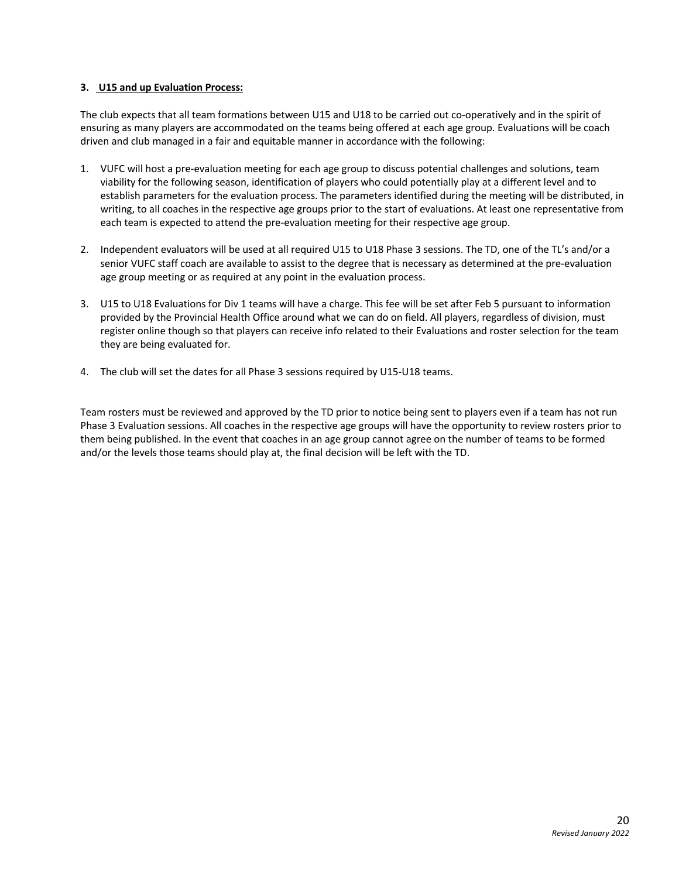**3. U15 and up Evaluation Process:**

The club expects that all team formations between U15 and U18 to be carried out co-operatively and in the spirit of ensuring as many players are accommodated on the teams being offered at each age group. Evaluations will be coach driven and club managed in a fair and equitable manner in accordance with the following:

1. VUFC will host a pre-evaluation meeting for each age group to discuss potential challenges and solutions, team viability for the following season, identification of players who could potentially play at a different level and to establish parameters for the evaluation process. The parameters identified during the meeting will be distributed, in writing, to all coaches in the respective age groups prior to the start of evaluations. At least one representative from each team is expected to attend the pre-evaluation meeting for their respective age group.

2. Independent evaluators will be used at all required U15 to U18 Phase 3 sessions. The TD, one of the TL's and/or a senior VUFC staff coach are available to assist to the degree that is necessary as determined at the pre-evaluation age group meeting or as required at any point in the evaluation process.

3. U15 to U18 Evaluations for Div 1 teams will have a charge. This fee will be set after Feb 5 pursuant to information provided by the Provincial Health Office around what we can do on field. All players, regardless of division, must register online though so that players can receive info related to their Evaluations and roster selection for the team they are being evaluated for.

4. The club will set the dates for all Phase 3 sessions required by U15-U18 teams.

Team rosters must be reviewed and approved by the TD prior to notice being sent to players even if a team has not run Phase 3 Evaluation sessions. All coaches in the respective age groups will have the opportunity to review rosters prior to them being published. In the event that coaches in an age group cannot agree on the number of teams to be formed and/or the levels those teams should play at, the final decision will be left with the TD.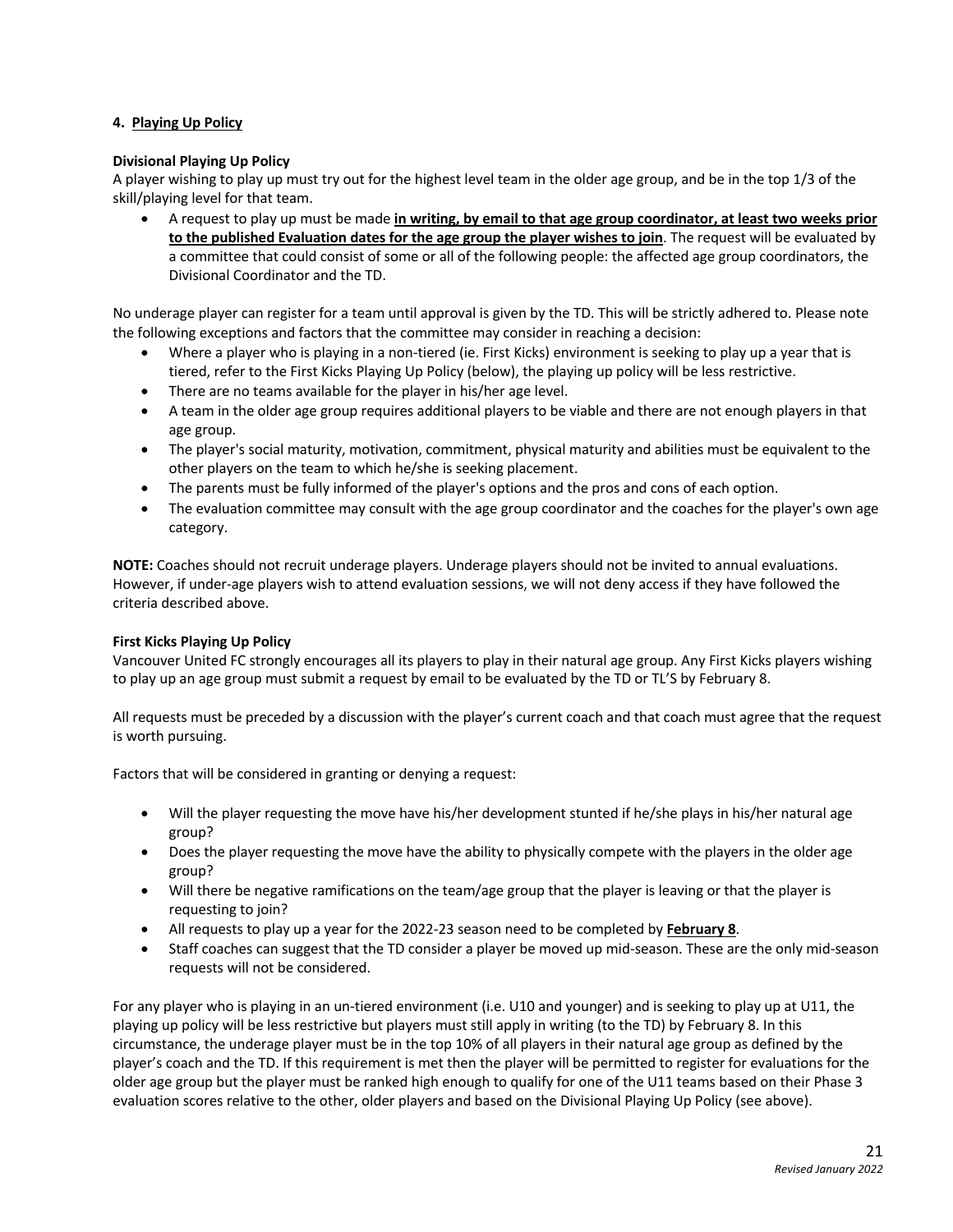## 4. Playing Up Policy

**Divisional Playing Up Policy**

A player wishing to play up must try out for the highest level team in the older age group, and be in the top 1/3 of the skill/playing level for that team.

- A request to play up must be made **in writing, by email to that age group coordinator, at least two weeks prior to the published Evaluation dates for the age group the player wishes to join**. The request will be evaluated by a committee that could consist of some or all of the following people: the affected age group coordinators, the Divisional Coordinator and the TD.

No underage player can register for a team until approval is given by the TD. This will be strictly adhered to. Please note the following exceptions and factors that the committee may consider in reaching a decision:

- Where a player who is playing in a non-tiered (ie. First Kicks) environment is seeking to play up a year that is tiered, refer to the First Kicks Playing Up Policy (below), the playing up policy will be less restrictive.
- There are no teams available for the player in his/her age level.
- A team in the older age group requires additional players to be viable and there are not enough players in that age group.
- The player's social maturity, motivation, commitment, physical maturity and abilities must be equivalent to the other players on the team to which he/she is seeking placement.
- The parents must be fully informed of the player's options and the pros and cons of each option.
- The evaluation committee may consult with the age group coordinator and the coaches for the player's own age category.

**NOTE:** Coaches should not recruit underage players. Underage players should not be invited to annual evaluations. However, if under-age players wish to attend evaluation sessions, we will not deny access if they have followed the criteria described above.

**First Kicks Playing Up Policy**

Vancouver United FC strongly encourages all its players to play in their natural age group. Any First Kicks players wishing to play up an age group must submit a request by email to be evaluated by the TD or TL'S by February 8.

All requests must be preceded by a discussion with the player's current coach and that coach must agree that the request is worth pursuing.

Factors that will be considered in granting or denying a request:

- Will the player requesting the move have his/her development stunted if he/she plays in his/her natural age group?
- Does the player requesting the move have the ability to physically compete with the players in the older age group?
- Will there be negative ramifications on the team/age group that the player is leaving or that the player is requesting to join?
- All requests to play up a year for the 2022-23 season need to be completed by **February 8**.
- Staff coaches can suggest that the TD consider a player be moved up mid-season. These are the only mid-season requests will not be considered.

For any player who is playing in an un-tiered environment (i.e. U10 and younger) and is seeking to play up at U11, the playing up policy will be less restrictive but players must still apply in writing (to the TD) by February 8. In this circumstance, the underage player must be in the top 10% of all players in their natural age group as defined by the player's coach and the TD. If this requirement is met then the player will be permitted to register for evaluations for the older age group but the player must be ranked high enough to qualify for one of the U11 teams based on their Phase 3 evaluation scores relative to the other, older players and based on the Divisional Playing Up Policy (see above).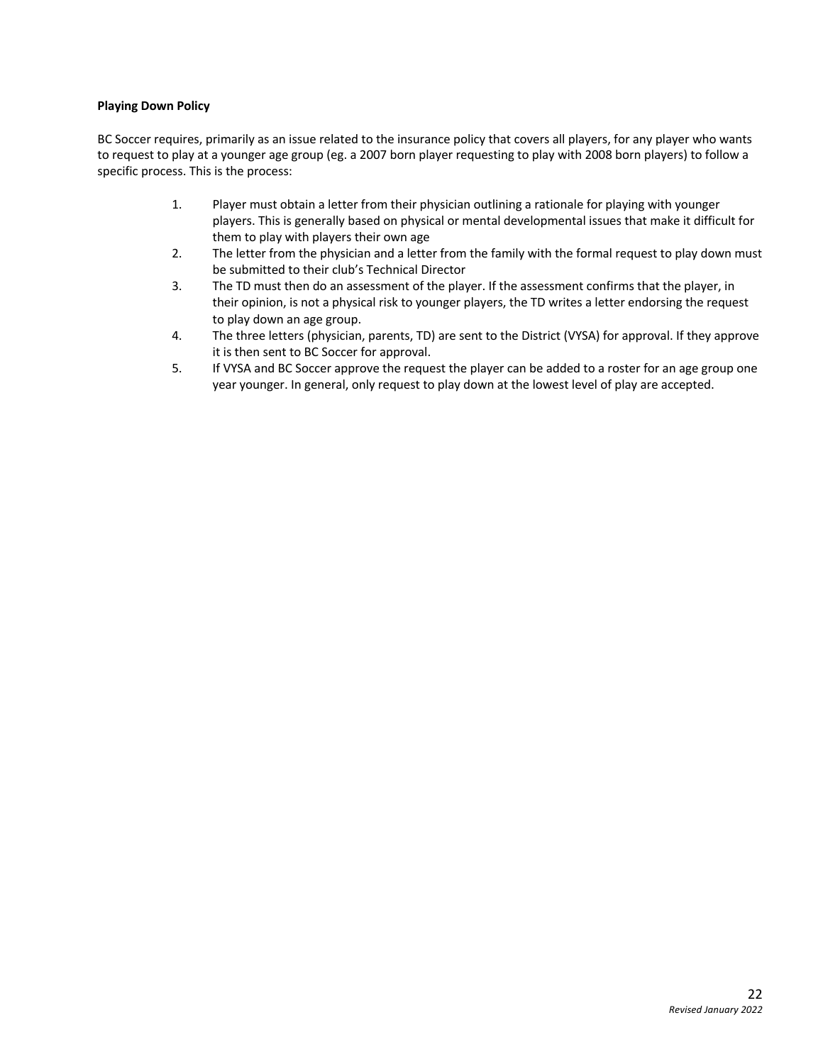**Playing Down Policy**

BC Soccer requires, primarily as an issue related to the insurance policy that covers all players, for any player who wants to request to play at a younger age group (eg. a 2007 born player requesting to play with 2008 born players) to follow a specific process. This is the process:

1. Player must obtain a letter from their physician outlining a rationale for playing with younger players. This is generally based on physical or mental developmental issues that make it difficult for them to play with players their own age
2. The letter from the physician and a letter from the family with the formal request to play down must be submitted to their club's Technical Director
3. The TD must then do an assessment of the player. If the assessment confirms that the player, in their opinion, is not a physical risk to younger players, the TD writes a letter endorsing the request to play down an age group.
4. The three letters (physician, parents, TD) are sent to the District (VYSA) for approval. If they approve it is then sent to BC Soccer for approval.
5. If VYSA and BC Soccer approve the request the player can be added to a roster for an age group one year younger. In general, only request to play down at the lowest level of play are accepted.

*Revised January 2022*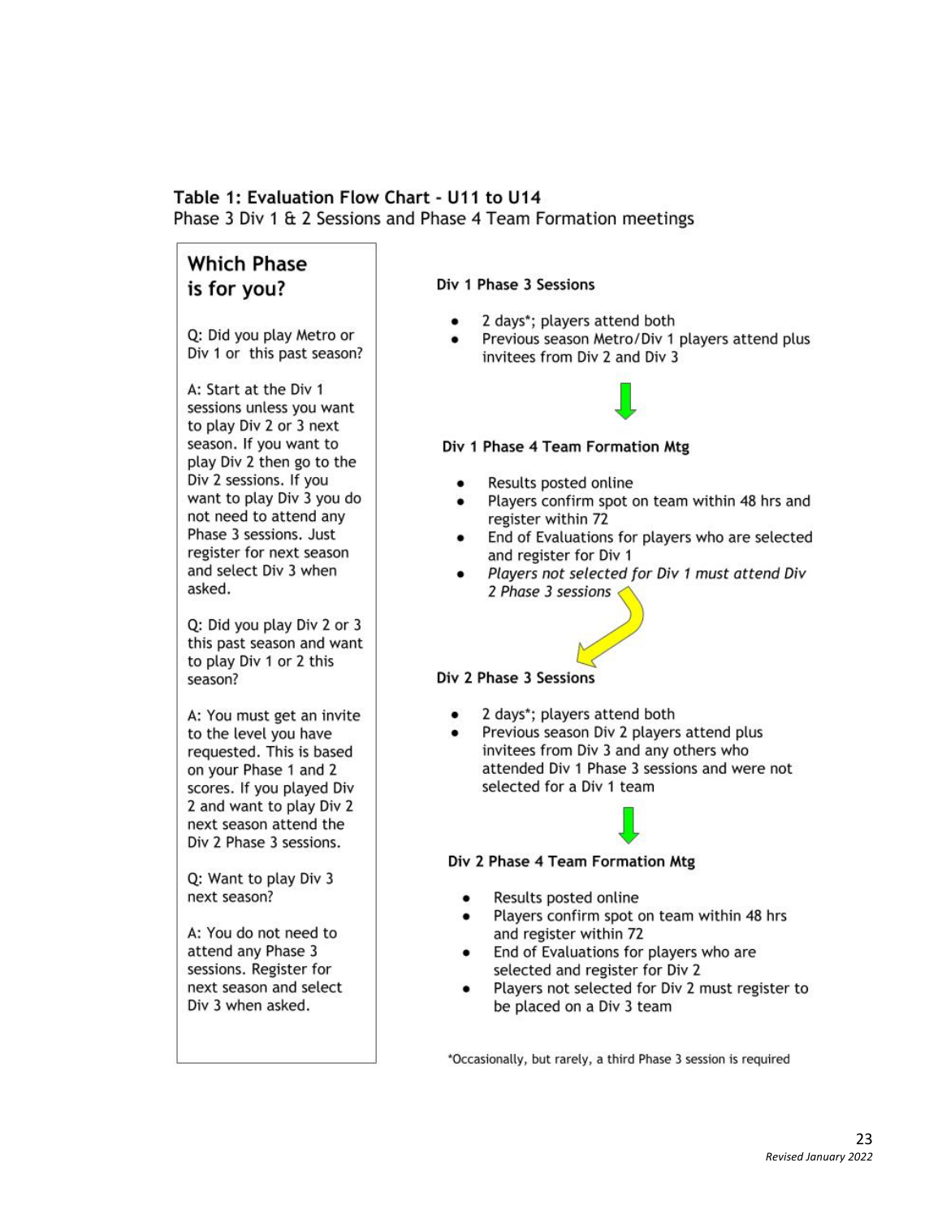## Table 1: Evaluation Flow Chart - U11 to U14

Phase 3 Div 1 & 2 Sessions and Phase 4 Team Formation meetings

### Which Phase is for you?

Q: Did you play Metro or Div 1 or this past season?

A: Start at the Div 1 sessions unless you want to play Div 2 or 3 next season. If you want to play Div 2 then go to the Div 2 sessions. If you want to play Div 3 you do not need to attend any Phase 3 sessions. Just register for next season and select Div 3 when asked.

Q: Did you play Div 2 or 3 this past season and want to play Div 1 or 2 this season?

A: You must get an invite to the level you have requested. This is based on your Phase 1 and 2 scores. If you played Div 2 and want to play Div 2 next season attend the Div 2 Phase 3 sessions.

Q: Want to play Div 3 next season?

A: You do not need to attend any Phase 3 sessions. Register for next season and select Div 3 when asked.

**Div 1 Phase 3 Sessions**

- 2 days*; players attend both
- Previous season Metro/Div 1 players attend plus invitees from Div 2 and Div 3

**Div 1 Phase 4 Team Formation Mtg**

- Results posted online
- Players confirm spot on team within 48 hrs and register within 72
- End of Evaluations for players who are selected and register for Div 1
- *Players not selected for Div 1 must attend Div 2 Phase 3 sessions*

**Div 2 Phase 3 Sessions**

- 2 days*; players attend both
- Previous season Div 2 players attend plus invitees from Div 3 and any others who attended Div 1 Phase 3 sessions and were not selected for a Div 1 team

**Div 2 Phase 4 Team Formation Mtg**

- Results posted online
- Players confirm spot on team within 48 hrs and register within 72
- End of Evaluations for players who are selected and register for Div 2
- Players not selected for Div 2 must register to be placed on a Div 3 team

*Occasionally, but rarely, a third Phase 3 session is required

*Revised January 2022*